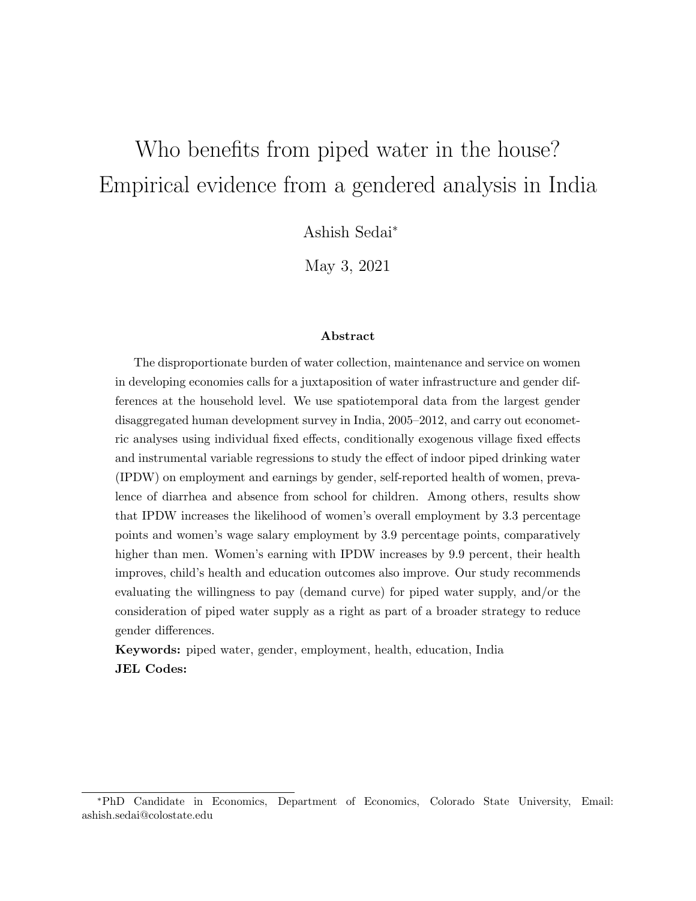# Who benefits from piped water in the house? Empirical evidence from a gendered analysis in India

Ashish Sedai*

May 3, 2021

### Abstract

The disproportionate burden of water collection, maintenance and service on women in developing economies calls for a juxtaposition of water infrastructure and gender differences at the household level. We use spatiotemporal data from the largest gender disaggregated human development survey in India, 2005–2012, and carry out econometric analyses using individual fixed effects, conditionally exogenous village fixed effects and instrumental variable regressions to study the effect of indoor piped drinking water (IPDW) on employment and earnings by gender, self-reported health of women, prevalence of diarrhea and absence from school for children. Among others, results show that IPDW increases the likelihood of women's overall employment by 3.3 percentage points and women's wage salary employment by 3.9 percentage points, comparatively higher than men. Women's earning with IPDW increases by 9.9 percent, their health improves, child's health and education outcomes also improve. Our study recommends evaluating the willingness to pay (demand curve) for piped water supply, and/or the consideration of piped water supply as a right as part of a broader strategy to reduce gender differences.

**Keywords:** piped water, gender, employment, health, education, India

**JEL Codes:**

---

*PhD Candidate in Economics, Department of Economics, Colorado State University, Email: ashish.sedai@colostate.edu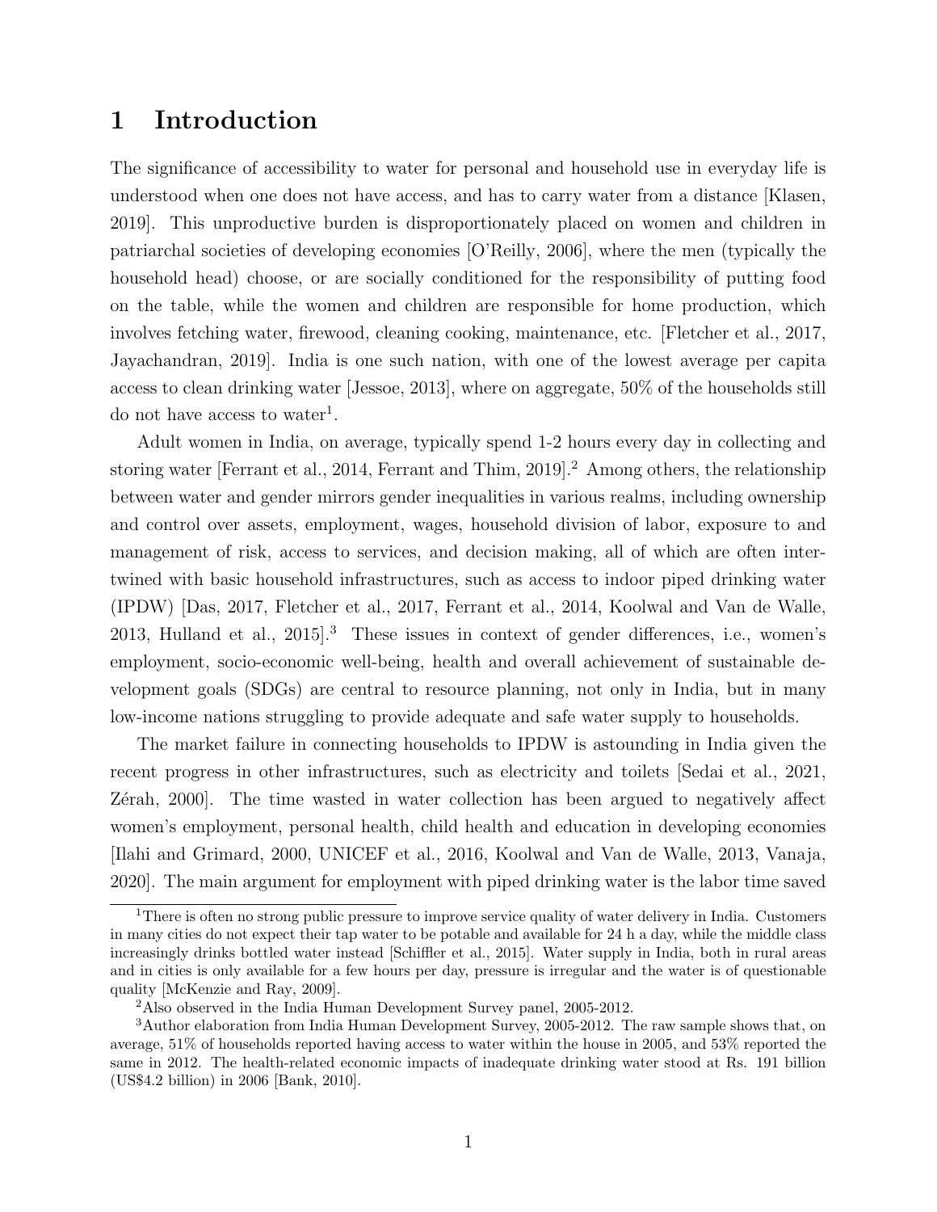# 1 Introduction

The significance of accessibility to water for personal and household use in everyday life is understood when one does not have access, and has to carry water from a distance [Klasen, 2019]. This unproductive burden is disproportionately placed on women and children in patriarchal societies of developing economies [O'Reilly, 2006], where the men (typically the household head) choose, or are socially conditioned for the responsibility of putting food on the table, while the women and children are responsible for home production, which involves fetching water, firewood, cleaning cooking, maintenance, etc. [Fletcher et al., 2017, Jayachandran, 2019]. India is one such nation, with one of the lowest average per capita access to clean drinking water [Jessoe, 2013], where on aggregate, 50% of the households still do not have access to water[1].

Adult women in India, on average, typically spend 1-2 hours every day in collecting and storing water [Ferrant et al., 2014, Ferrant and Thim, 2019].[2] Among others, the relationship between water and gender mirrors gender inequalities in various realms, including ownership and control over assets, employment, wages, household division of labor, exposure to and management of risk, access to services, and decision making, all of which are often intertwined with basic household infrastructures, such as access to indoor piped drinking water (IPDW) [Das, 2017, Fletcher et al., 2017, Ferrant et al., 2014, Koolwal and Van de Walle, 2013, Hulland et al., 2015].[3] These issues in context of gender differences, i.e., women's employment, socio-economic well-being, health and overall achievement of sustainable development goals (SDGs) are central to resource planning, not only in India, but in many low-income nations struggling to provide adequate and safe water supply to households.

The market failure in connecting households to IPDW is astounding in India given the recent progress in other infrastructures, such as electricity and toilets [Sedai et al., 2021, Zérah, 2000]. The time wasted in water collection has been argued to negatively affect women's employment, personal health, child health and education in developing economies [Ilahi and Grimard, 2000, UNICEF et al., 2016, Koolwal and Van de Walle, 2013, Vanaja, 2020]. The main argument for employment with piped drinking water is the labor time saved

[1] There is often no strong public pressure to improve service quality of water delivery in India. Customers in many cities do not expect their tap water to be potable and available for 24 h a day, while the middle class increasingly drinks bottled water instead [Schiffler et al., 2015]. Water supply in India, both in rural areas and in cities is only available for a few hours per day, pressure is irregular and the water is of questionable quality [McKenzie and Ray, 2009].

[2] Also observed in the India Human Development Survey panel, 2005-2012.

[3] Author elaboration from India Human Development Survey, 2005-2012. The raw sample shows that, on average, 51% of households reported having access to water within the house in 2005, and 53% reported the same in 2012. The health-related economic impacts of inadequate drinking water stood at Rs. 191 billion (US$4.2 billion) in 2006 [Bank, 2010].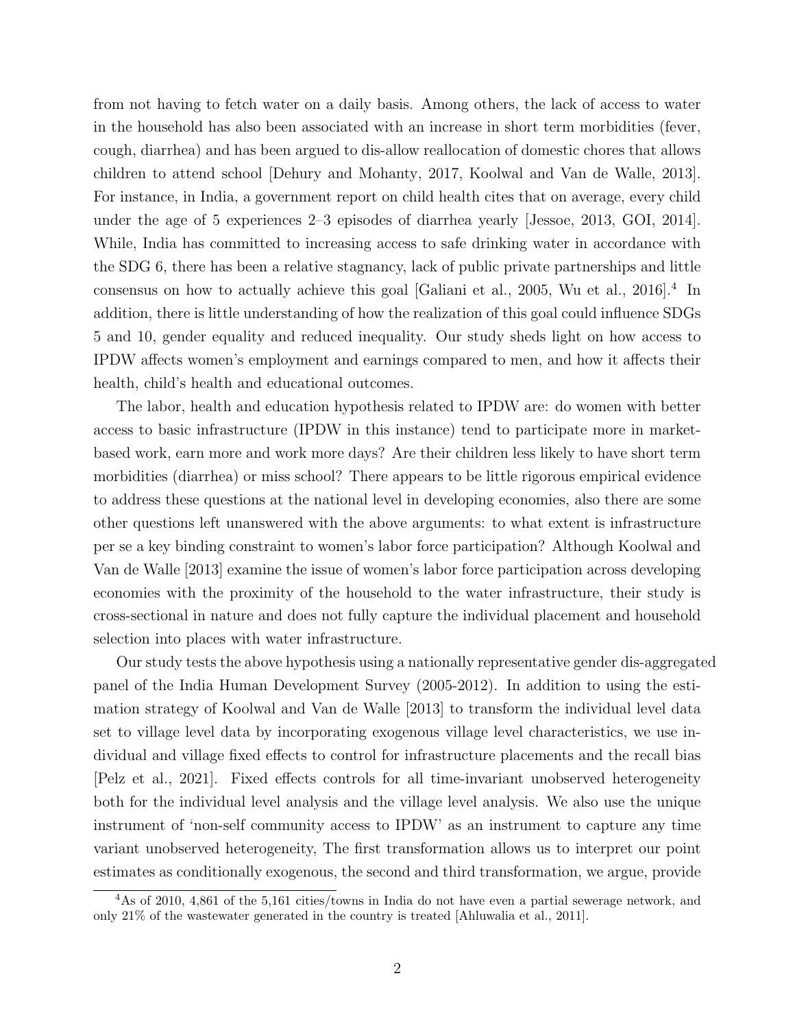from not having to fetch water on a daily basis. Among others, the lack of access to water in the household has also been associated with an increase in short term morbidities (fever, cough, diarrhea) and has been argued to dis-allow reallocation of domestic chores that allows children to attend school [Dehury and Mohanty, 2017, Koolwal and Van de Walle, 2013]. For instance, in India, a government report on child health cites that on average, every child under the age of 5 experiences 2–3 episodes of diarrhea yearly [Jessoe, 2013, GOI, 2014]. While, India has committed to increasing access to safe drinking water in accordance with the SDG 6, there has been a relative stagnancy, lack of public private partnerships and little consensus on how to actually achieve this goal [Galiani et al., 2005, Wu et al., 2016].[4] In addition, there is little understanding of how the realization of this goal could influence SDGs 5 and 10, gender equality and reduced inequality. Our study sheds light on how access to IPDW affects women's employment and earnings compared to men, and how it affects their health, child's health and educational outcomes.

The labor, health and education hypothesis related to IPDW are: do women with better access to basic infrastructure (IPDW in this instance) tend to participate more in market-based work, earn more and work more days? Are their children less likely to have short term morbidities (diarrhea) or miss school? There appears to be little rigorous empirical evidence to address these questions at the national level in developing economies, also there are some other questions left unanswered with the above arguments: to what extent is infrastructure per se a key binding constraint to women's labor force participation? Although Koolwal and Van de Walle [2013] examine the issue of women's labor force participation across developing economies with the proximity of the household to the water infrastructure, their study is cross-sectional in nature and does not fully capture the individual placement and household selection into places with water infrastructure.

Our study tests the above hypothesis using a nationally representative gender dis-aggregated panel of the India Human Development Survey (2005-2012). In addition to using the estimation strategy of Koolwal and Van de Walle [2013] to transform the individual level data set to village level data by incorporating exogenous village level characteristics, we use individual and village fixed effects to control for infrastructure placements and the recall bias [Pelz et al., 2021]. Fixed effects controls for all time-invariant unobserved heterogeneity both for the individual level analysis and the village level analysis. We also use the unique instrument of 'non-self community access to IPDW' as an instrument to capture any time variant unobserved heterogeneity, The first transformation allows us to interpret our point estimates as conditionally exogenous, the second and third transformation, we argue, provide

[4] As of 2010, 4,861 of the 5,161 cities/towns in India do not have even a partial sewerage network, and only 21% of the wastewater generated in the country is treated [Ahluwalia et al., 2011].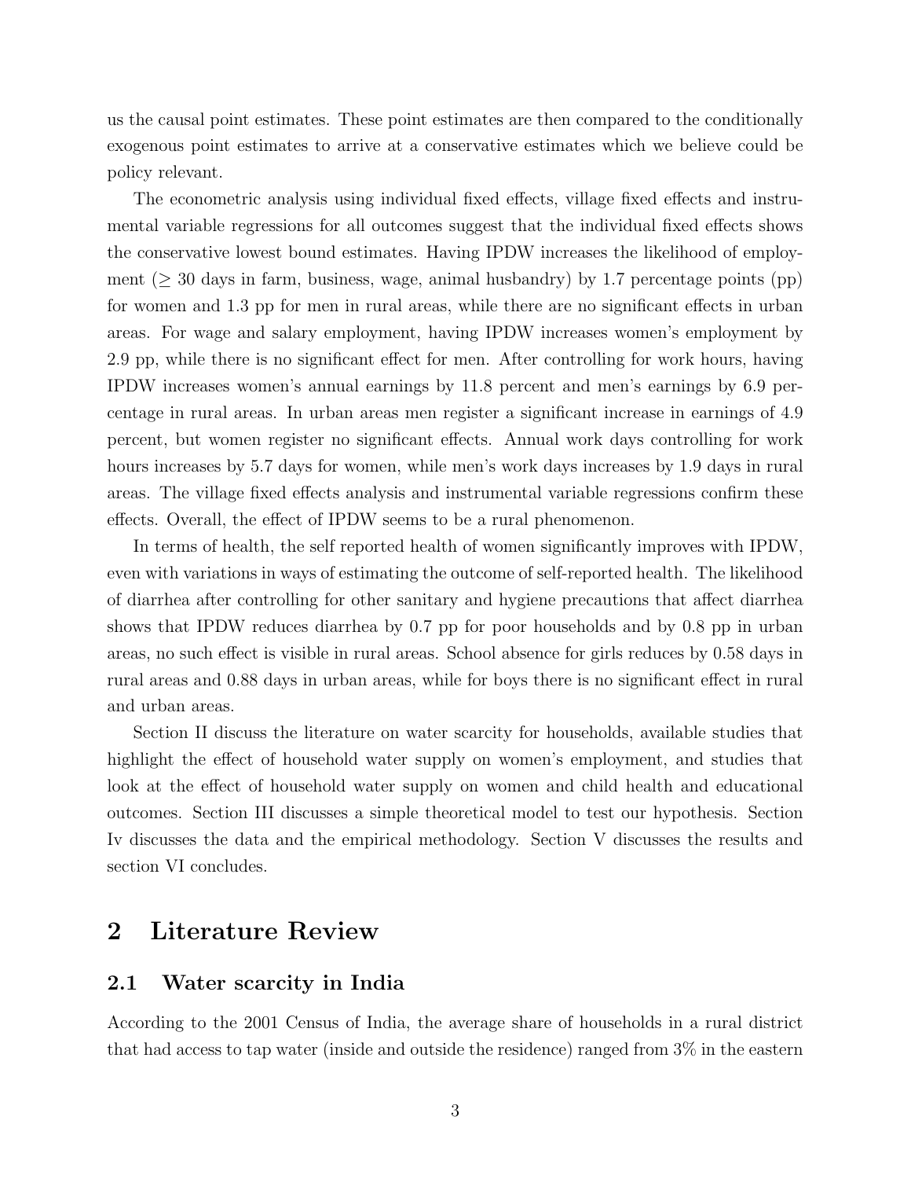us the causal point estimates. These point estimates are then compared to the conditionally exogenous point estimates to arrive at a conservative estimates which we believe could be policy relevant.

The econometric analysis using individual fixed effects, village fixed effects and instrumental variable regressions for all outcomes suggest that the individual fixed effects shows the conservative lowest bound estimates. Having IPDW increases the likelihood of employment ($\geq$ 30 days in farm, business, wage, animal husbandry) by 1.7 percentage points (pp) for women and 1.3 pp for men in rural areas, while there are no significant effects in urban areas. For wage and salary employment, having IPDW increases women's employment by 2.9 pp, while there is no significant effect for men. After controlling for work hours, having IPDW increases women's annual earnings by 11.8 percent and men's earnings by 6.9 percentage in rural areas. In urban areas men register a significant increase in earnings of 4.9 percent, but women register no significant effects. Annual work days controlling for work hours increases by 5.7 days for women, while men's work days increases by 1.9 days in rural areas. The village fixed effects analysis and instrumental variable regressions confirm these effects. Overall, the effect of IPDW seems to be a rural phenomenon.

In terms of health, the self reported health of women significantly improves with IPDW, even with variations in ways of estimating the outcome of self-reported health. The likelihood of diarrhea after controlling for other sanitary and hygiene precautions that affect diarrhea shows that IPDW reduces diarrhea by 0.7 pp for poor households and by 0.8 pp in urban areas, no such effect is visible in rural areas. School absence for girls reduces by 0.58 days in rural areas and 0.88 days in urban areas, while for boys there is no significant effect in rural and urban areas.

Section II discuss the literature on water scarcity for households, available studies that highlight the effect of household water supply on women's employment, and studies that look at the effect of household water supply on women and child health and educational outcomes. Section III discusses a simple theoretical model to test our hypothesis. Section Iv discusses the data and the empirical methodology. Section V discusses the results and section VI concludes.

## 2 Literature Review

### 2.1 Water scarcity in India

According to the 2001 Census of India, the average share of households in a rural district that had access to tap water (inside and outside the residence) ranged from 3% in the eastern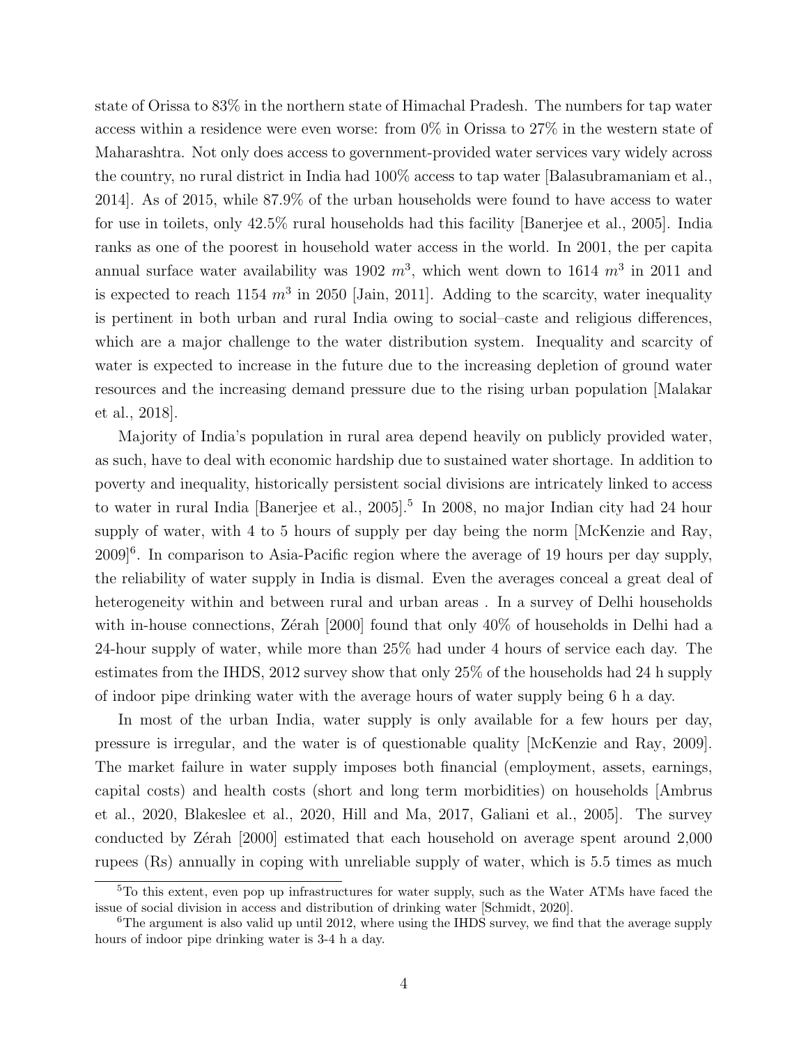state of Orissa to 83% in the northern state of Himachal Pradesh. The numbers for tap water access within a residence were even worse: from 0% in Orissa to 27% in the western state of Maharashtra. Not only does access to government-provided water services vary widely across the country, no rural district in India had 100% access to tap water [Balasubramaniam et al., 2014]. As of 2015, while 87.9% of the urban households were found to have access to water for use in toilets, only 42.5% rural households had this facility [Banerjee et al., 2005]. India ranks as one of the poorest in household water access in the world. In 2001, the per capita annual surface water availability was 1902 $m^3$, which went down to 1614 $m^3$ in 2011 and is expected to reach 1154 $m^3$ in 2050 [Jain, 2011]. Adding to the scarcity, water inequality is pertinent in both urban and rural India owing to social–caste and religious differences, which are a major challenge to the water distribution system. Inequality and scarcity of water is expected to increase in the future due to the increasing depletion of ground water resources and the increasing demand pressure due to the rising urban population [Malakar et al., 2018].

Majority of India's population in rural area depend heavily on publicly provided water, as such, have to deal with economic hardship due to sustained water shortage. In addition to poverty and inequality, historically persistent social divisions are intricately linked to access to water in rural India [Banerjee et al., 2005].[5] In 2008, no major Indian city had 24 hour supply of water, with 4 to 5 hours of supply per day being the norm [McKenzie and Ray, 2009][6]. In comparison to Asia-Pacific region where the average of 19 hours per day supply, the reliability of water supply in India is dismal. Even the averages conceal a great deal of heterogeneity within and between rural and urban areas . In a survey of Delhi households with in-house connections, Zérah [2000] found that only 40% of households in Delhi had a 24-hour supply of water, while more than 25% had under 4 hours of service each day. The estimates from the IHDS, 2012 survey show that only 25% of the households had 24 h supply of indoor pipe drinking water with the average hours of water supply being 6 h a day.

In most of the urban India, water supply is only available for a few hours per day, pressure is irregular, and the water is of questionable quality [McKenzie and Ray, 2009]. The market failure in water supply imposes both financial (employment, assets, earnings, capital costs) and health costs (short and long term morbidities) on households [Ambrus et al., 2020, Blakeslee et al., 2020, Hill and Ma, 2017, Galiani et al., 2005]. The survey conducted by Zérah [2000] estimated that each household on average spent around 2,000 rupees (Rs) annually in coping with unreliable supply of water, which is 5.5 times as much

[5] To this extent, even pop up infrastructures for water supply, such as the Water ATMs have faced the issue of social division in access and distribution of drinking water [Schmidt, 2020].

[6] The argument is also valid up until 2012, where using the IHDS survey, we find that the average supply hours of indoor pipe drinking water is 3-4 h a day.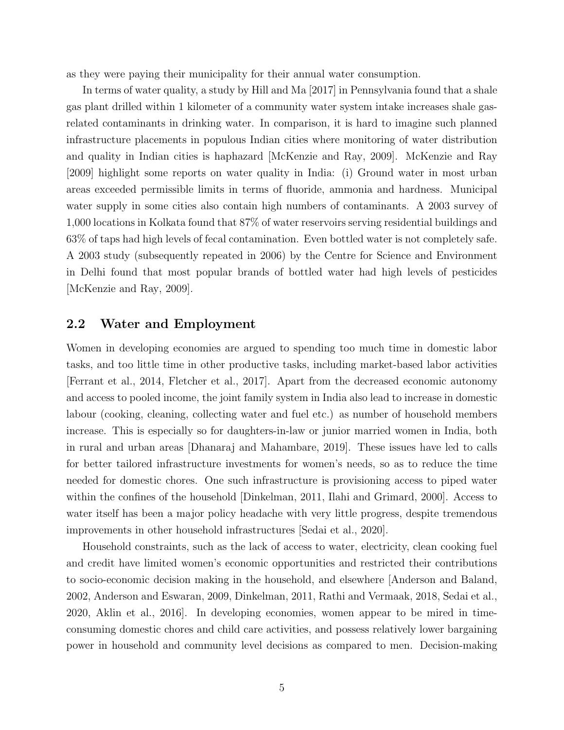as they were paying their municipality for their annual water consumption.

In terms of water quality, a study by Hill and Ma [2017] in Pennsylvania found that a shale gas plant drilled within 1 kilometer of a community water system intake increases shale gas-related contaminants in drinking water. In comparison, it is hard to imagine such planned infrastructure placements in populous Indian cities where monitoring of water distribution and quality in Indian cities is haphazard [McKenzie and Ray, 2009]. McKenzie and Ray [2009] highlight some reports on water quality in India: (i) Ground water in most urban areas exceeded permissible limits in terms of fluoride, ammonia and hardness. Municipal water supply in some cities also contain high numbers of contaminants. A 2003 survey of 1,000 locations in Kolkata found that 87% of water reservoirs serving residential buildings and 63% of taps had high levels of fecal contamination. Even bottled water is not completely safe. A 2003 study (subsequently repeated in 2006) by the Centre for Science and Environment in Delhi found that most popular brands of bottled water had high levels of pesticides [McKenzie and Ray, 2009].

## 2.2 Water and Employment

Women in developing economies are argued to spending too much time in domestic labor tasks, and too little time in other productive tasks, including market-based labor activities [Ferrant et al., 2014, Fletcher et al., 2017]. Apart from the decreased economic autonomy and access to pooled income, the joint family system in India also lead to increase in domestic labour (cooking, cleaning, collecting water and fuel etc.) as number of household members increase. This is especially so for daughters-in-law or junior married women in India, both in rural and urban areas [Dhanaraj and Mahambare, 2019]. These issues have led to calls for better tailored infrastructure investments for women's needs, so as to reduce the time needed for domestic chores. One such infrastructure is provisioning access to piped water within the confines of the household [Dinkelman, 2011, Ilahi and Grimard, 2000]. Access to water itself has been a major policy headache with very little progress, despite tremendous improvements in other household infrastructures [Sedai et al., 2020].

Household constraints, such as the lack of access to water, electricity, clean cooking fuel and credit have limited women's economic opportunities and restricted their contributions to socio-economic decision making in the household, and elsewhere [Anderson and Baland, 2002, Anderson and Eswaran, 2009, Dinkelman, 2011, Rathi and Vermaak, 2018, Sedai et al., 2020, Aklin et al., 2016]. In developing economies, women appear to be mired in time-consuming domestic chores and child care activities, and possess relatively lower bargaining power in household and community level decisions as compared to men. Decision-making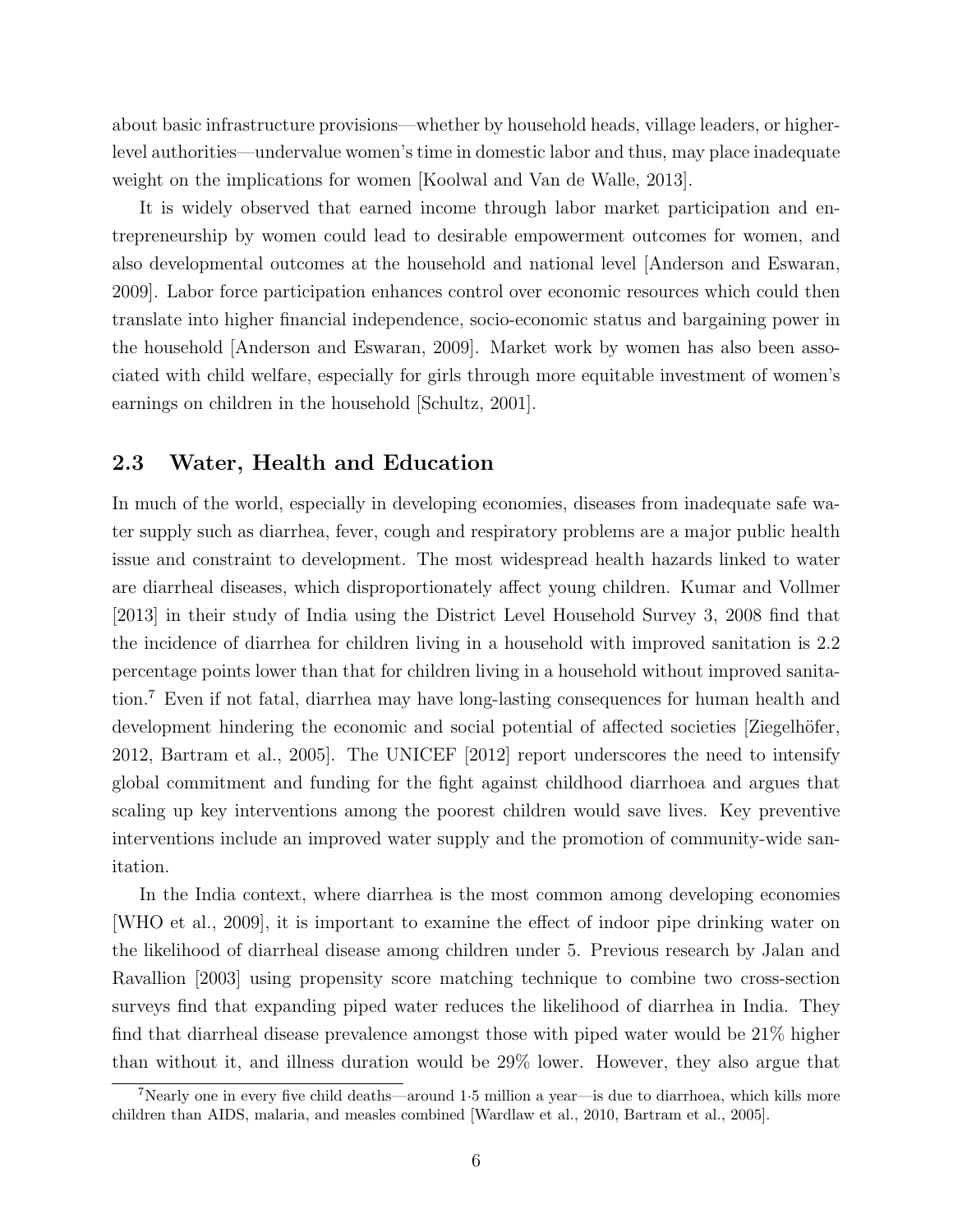about basic infrastructure provisions—whether by household heads, village leaders, or higher-level authorities—undervalue women's time in domestic labor and thus, may place inadequate weight on the implications for women [Koolwal and Van de Walle, 2013].

It is widely observed that earned income through labor market participation and entrepreneurship by women could lead to desirable empowerment outcomes for women, and also developmental outcomes at the household and national level [Anderson and Eswaran, 2009]. Labor force participation enhances control over economic resources which could then translate into higher financial independence, socio-economic status and bargaining power in the household [Anderson and Eswaran, 2009]. Market work by women has also been associated with child welfare, especially for girls through more equitable investment of women's earnings on children in the household [Schultz, 2001].

## 2.3 Water, Health and Education

In much of the world, especially in developing economies, diseases from inadequate safe water supply such as diarrhea, fever, cough and respiratory problems are a major public health issue and constraint to development. The most widespread health hazards linked to water are diarrheal diseases, which disproportionately affect young children. Kumar and Vollmer [2013] in their study of India using the District Level Household Survey 3, 2008 find that the incidence of diarrhea for children living in a household with improved sanitation is 2.2 percentage points lower than that for children living in a household without improved sanitation.[7] Even if not fatal, diarrhea may have long-lasting consequences for human health and development hindering the economic and social potential of affected societies [Ziegelhöfer, 2012, Bartram et al., 2005]. The UNICEF [2012] report underscores the need to intensify global commitment and funding for the fight against childhood diarrhoea and argues that scaling up key interventions among the poorest children would save lives. Key preventive interventions include an improved water supply and the promotion of community-wide sanitation.

In the India context, where diarrhea is the most common among developing economies [WHO et al., 2009], it is important to examine the effect of indoor pipe drinking water on the likelihood of diarrheal disease among children under 5. Previous research by Jalan and Ravallion [2003] using propensity score matching technique to combine two cross-section surveys find that expanding piped water reduces the likelihood of diarrhea in India. They find that diarrheal disease prevalence amongst those with piped water would be 21% higher than without it, and illness duration would be 29% lower. However, they also argue that

[7] Nearly one in every five child deaths—around 1·5 million a year—is due to diarrhoea, which kills more children than AIDS, malaria, and measles combined [Wardlaw et al., 2010, Bartram et al., 2005].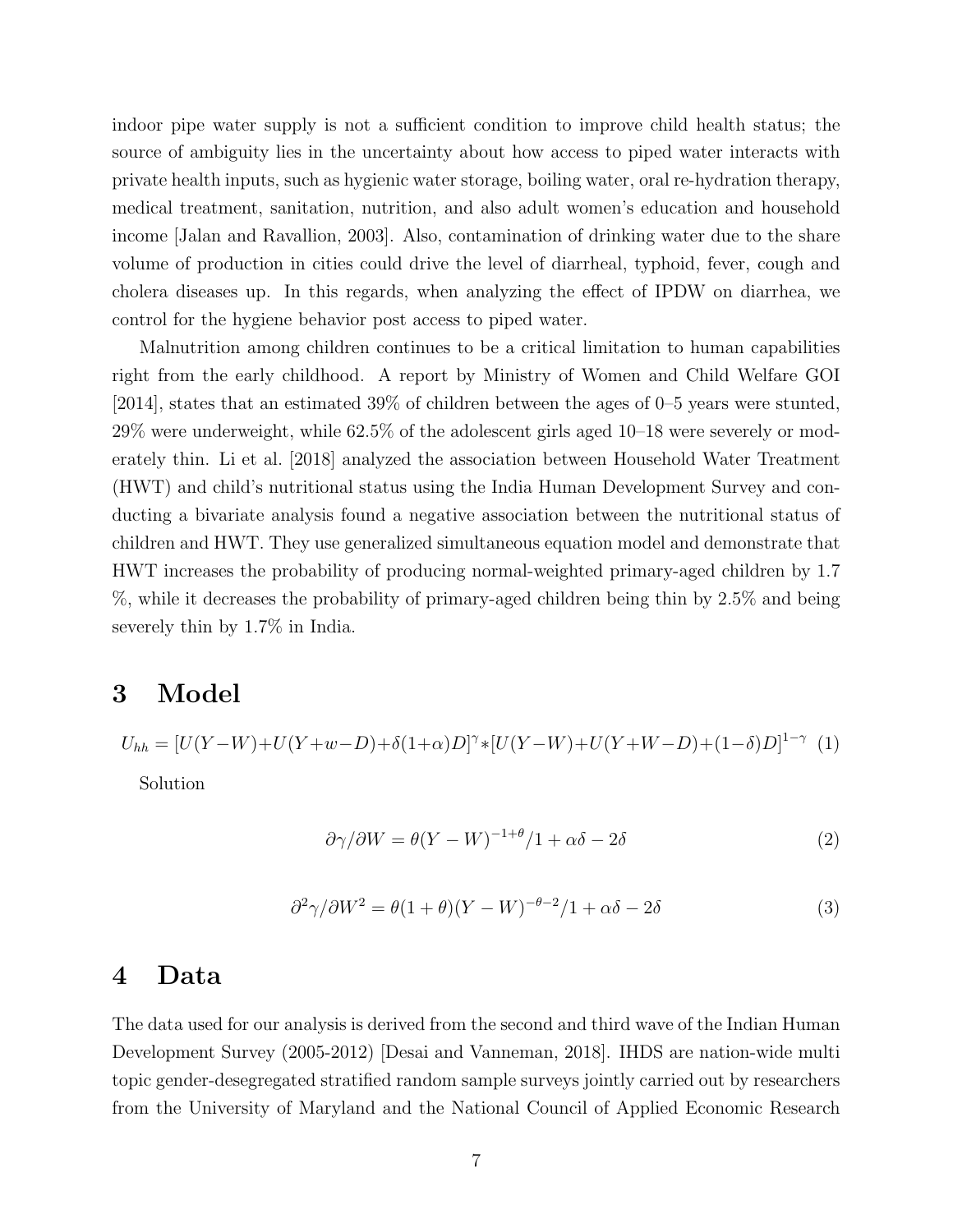indoor pipe water supply is not a sufficient condition to improve child health status; the source of ambiguity lies in the uncertainty about how access to piped water interacts with private health inputs, such as hygienic water storage, boiling water, oral re-hydration therapy, medical treatment, sanitation, nutrition, and also adult women's education and household income [Jalan and Ravallion, 2003]. Also, contamination of drinking water due to the share volume of production in cities could drive the level of diarrheal, typhoid, fever, cough and cholera diseases up. In this regards, when analyzing the effect of IPDW on diarrhea, we control for the hygiene behavior post access to piped water.

Malnutrition among children continues to be a critical limitation to human capabilities right from the early childhood. A report by Ministry of Women and Child Welfare GOI [2014], states that an estimated 39% of children between the ages of 0–5 years were stunted, 29% were underweight, while 62.5% of the adolescent girls aged 10–18 were severely or moderately thin. Li et al. [2018] analyzed the association between Household Water Treatment (HWT) and child's nutritional status using the India Human Development Survey and conducting a bivariate analysis found a negative association between the nutritional status of children and HWT. They use generalized simultaneous equation model and demonstrate that HWT increases the probability of producing normal-weighted primary-aged children by 1.7 %, while it decreases the probability of primary-aged children being thin by 2.5% and being severely thin by 1.7% in India.

# 3 Model

$$U_{hh} = [U(Y-W)+U(Y+w-D)+\delta(1+\alpha)D]^{\gamma} * [U(Y-W)+U(Y+W-D)+(1-\delta)D]^{1-\gamma} \quad (1)$$

Solution

$$\partial\gamma/\partial W = \theta(Y-W)^{-1+\theta}/1+\alpha\delta-2\delta \quad (2)$$

$$\partial^2\gamma/\partial W^2 = \theta(1+\theta)(Y-W)^{-\theta-2}/1+\alpha\delta-2\delta \quad (3)$$

# 4 Data

The data used for our analysis is derived from the second and third wave of the Indian Human Development Survey (2005-2012) [Desai and Vanneman, 2018]. IHDS are nation-wide multi topic gender-desegregated stratified random sample surveys jointly carried out by researchers from the University of Maryland and the National Council of Applied Economic Research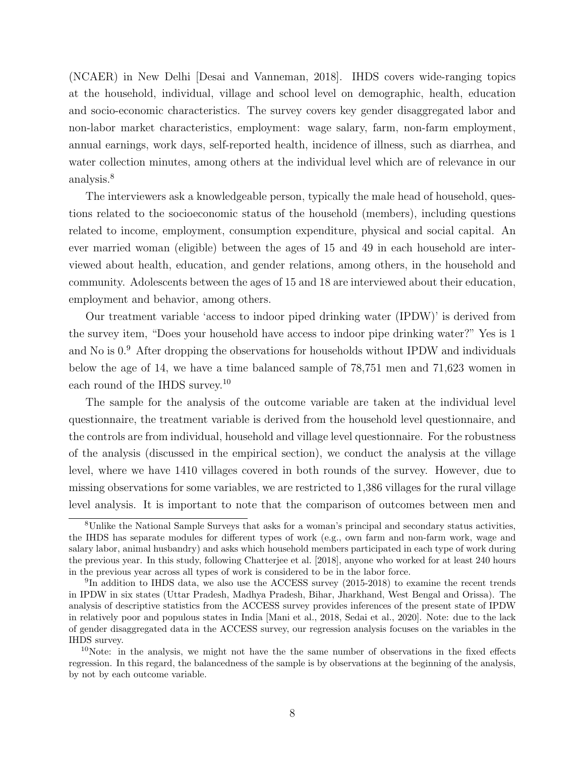(NCAER) in New Delhi [Desai and Vanneman, 2018]. IHDS covers wide-ranging topics at the household, individual, village and school level on demographic, health, education and socio-economic characteristics. The survey covers key gender disaggregated labor and non-labor market characteristics, employment: wage salary, farm, non-farm employment, annual earnings, work days, self-reported health, incidence of illness, such as diarrhea, and water collection minutes, among others at the individual level which are of relevance in our analysis.[8]

The interviewers ask a knowledgeable person, typically the male head of household, questions related to the socioeconomic status of the household (members), including questions related to income, employment, consumption expenditure, physical and social capital. An ever married woman (eligible) between the ages of 15 and 49 in each household are interviewed about health, education, and gender relations, among others, in the household and community. Adolescents between the ages of 15 and 18 are interviewed about their education, employment and behavior, among others.

Our treatment variable 'access to indoor piped drinking water (IPDW)' is derived from the survey item, "Does your household have access to indoor pipe drinking water?" Yes is 1 and No is 0.[9] After dropping the observations for households without IPDW and individuals below the age of 14, we have a time balanced sample of 78,751 men and 71,623 women in each round of the IHDS survey.[10]

The sample for the analysis of the outcome variable are taken at the individual level questionnaire, the treatment variable is derived from the household level questionnaire, and the controls are from individual, household and village level questionnaire. For the robustness of the analysis (discussed in the empirical section), we conduct the analysis at the village level, where we have 1410 villages covered in both rounds of the survey. However, due to missing observations for some variables, we are restricted to 1,386 villages for the rural village level analysis. It is important to note that the comparison of outcomes between men and

[8] Unlike the National Sample Surveys that asks for a woman's principal and secondary status activities, the IHDS has separate modules for different types of work (e.g., own farm and non-farm work, wage and salary labor, animal husbandry) and asks which household members participated in each type of work during the previous year. In this study, following Chatterjee et al. [2018], anyone who worked for at least 240 hours in the previous year across all types of work is considered to be in the labor force.

[9] In addition to IHDS data, we also use the ACCESS survey (2015-2018) to examine the recent trends in IPDW in six states (Uttar Pradesh, Madhya Pradesh, Bihar, Jharkhand, West Bengal and Orissa). The analysis of descriptive statistics from the ACCESS survey provides inferences of the present state of IPDW in relatively poor and populous states in India [Mani et al., 2018, Sedai et al., 2020]. Note: due to the lack of gender disaggregated data in the ACCESS survey, our regression analysis focuses on the variables in the IHDS survey.

[10] Note: in the analysis, we might not have the the same number of observations in the fixed effects regression. In this regard, the balancedness of the sample is by observations at the beginning of the analysis, by not by each outcome variable.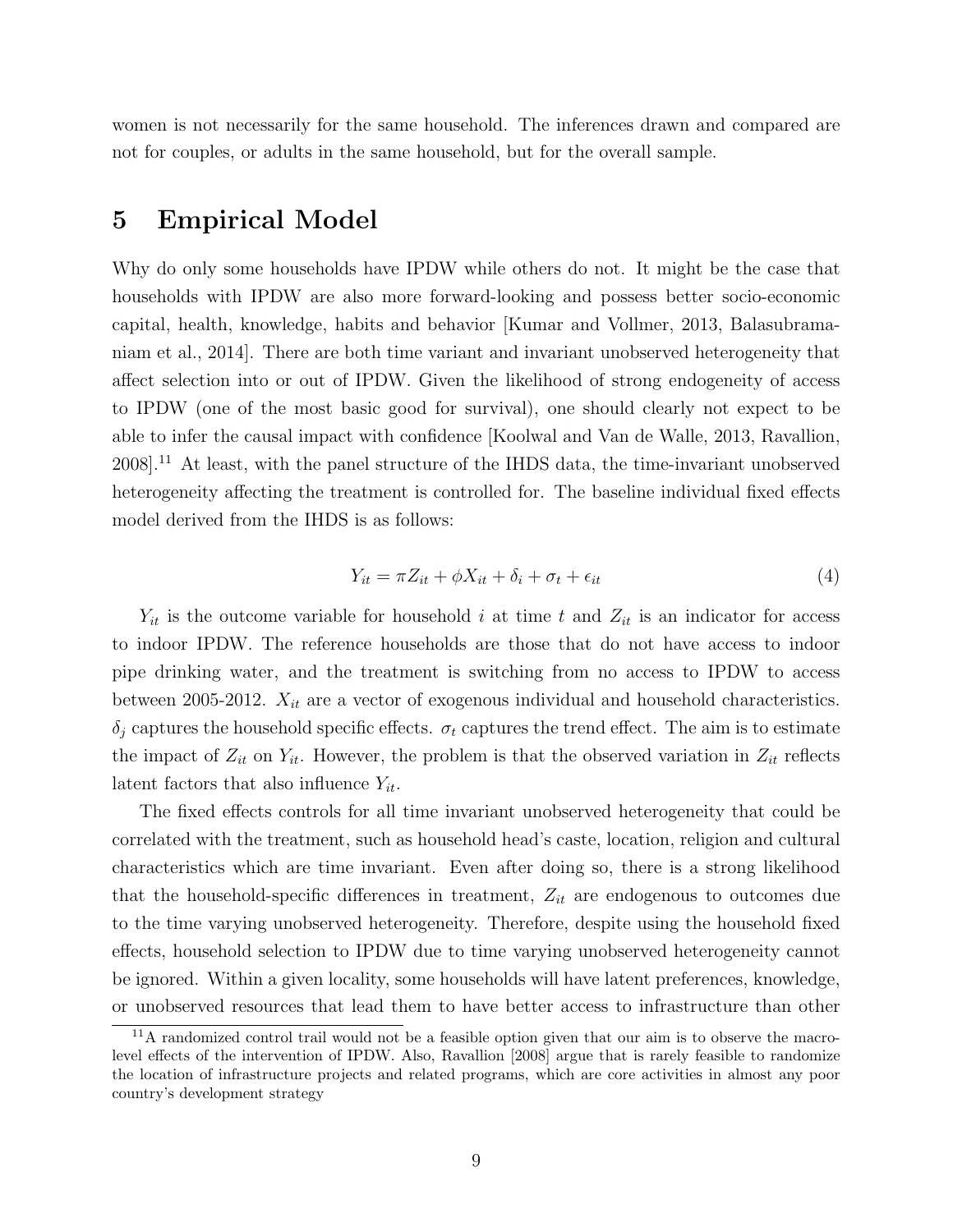women is not necessarily for the same household. The inferences drawn and compared are not for couples, or adults in the same household, but for the overall sample.

# 5 Empirical Model

Why do only some households have IPDW while others do not. It might be the case that households with IPDW are also more forward-looking and possess better socio-economic capital, health, knowledge, habits and behavior [Kumar and Vollmer, 2013, Balasubramaniam et al., 2014]. There are both time variant and invariant unobserved heterogeneity that affect selection into or out of IPDW. Given the likelihood of strong endogeneity of access to IPDW (one of the most basic good for survival), one should clearly not expect to be able to infer the causal impact with confidence [Koolwal and Van de Walle, 2013, Ravallion, 2008].[11] At least, with the panel structure of the IHDS data, the time-invariant unobserved heterogeneity affecting the treatment is controlled for. The baseline individual fixed effects model derived from the IHDS is as follows:

$$Y_{it} = \pi Z_{it} + \phi X_{it} + \delta_i + \sigma_t + \epsilon_{it} \tag{4}$$

$Y_{it}$ is the outcome variable for household $i$ at time $t$ and $Z_{it}$ is an indicator for access to indoor IPDW. The reference households are those that do not have access to indoor pipe drinking water, and the treatment is switching from no access to IPDW to access between 2005-2012. $X_{it}$ are a vector of exogenous individual and household characteristics. $\delta_j$ captures the household specific effects. $\sigma_t$ captures the trend effect. The aim is to estimate the impact of $Z_{it}$ on $Y_{it}$. However, the problem is that the observed variation in $Z_{it}$ reflects latent factors that also influence $Y_{it}$.

The fixed effects controls for all time invariant unobserved heterogeneity that could be correlated with the treatment, such as household head's caste, location, religion and cultural characteristics which are time invariant. Even after doing so, there is a strong likelihood that the household-specific differences in treatment, $Z_{it}$ are endogenous to outcomes due to the time varying unobserved heterogeneity. Therefore, despite using the household fixed effects, household selection to IPDW due to time varying unobserved heterogeneity cannot be ignored. Within a given locality, some households will have latent preferences, knowledge, or unobserved resources that lead them to have better access to infrastructure than other

[11] A randomized control trail would not be a feasible option given that our aim is to observe the macro-level effects of the intervention of IPDW. Also, Ravallion [2008] argue that is rarely feasible to randomize the location of infrastructure projects and related programs, which are core activities in almost any poor country's development strategy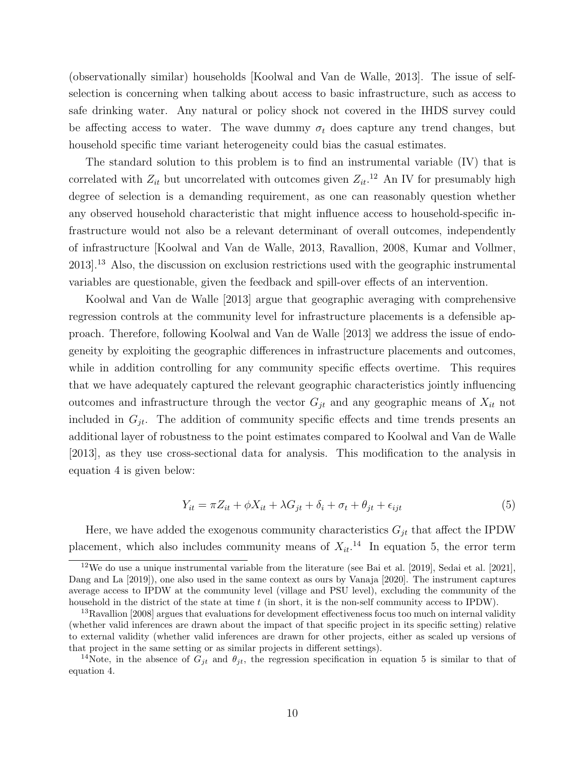(observationally similar) households [Koolwal and Van de Walle, 2013]. The issue of self-selection is concerning when talking about access to basic infrastructure, such as access to safe drinking water. Any natural or policy shock not covered in the IHDS survey could be affecting access to water. The wave dummy $\sigma_t$ does capture any trend changes, but household specific time variant heterogeneity could bias the casual estimates.

The standard solution to this problem is to find an instrumental variable (IV) that is correlated with $Z_{it}$ but uncorrelated with outcomes given $Z_{it}$.[12] An IV for presumably high degree of selection is a demanding requirement, as one can reasonably question whether any observed household characteristic that might influence access to household-specific infrastructure would not also be a relevant determinant of overall outcomes, independently of infrastructure [Koolwal and Van de Walle, 2013, Ravallion, 2008, Kumar and Vollmer, 2013].[13] Also, the discussion on exclusion restrictions used with the geographic instrumental variables are questionable, given the feedback and spill-over effects of an intervention.

Koolwal and Van de Walle [2013] argue that geographic averaging with comprehensive regression controls at the community level for infrastructure placements is a defensible approach. Therefore, following Koolwal and Van de Walle [2013] we address the issue of endogeneity by exploiting the geographic differences in infrastructure placements and outcomes, while in addition controlling for any community specific effects overtime. This requires that we have adequately captured the relevant geographic characteristics jointly influencing outcomes and infrastructure through the vector $G_{jt}$ and any geographic means of $X_{it}$ not included in $G_{jt}$. The addition of community specific effects and time trends presents an additional layer of robustness to the point estimates compared to Koolwal and Van de Walle [2013], as they use cross-sectional data for analysis. This modification to the analysis in equation 4 is given below:

$$Y_{it} = \pi Z_{it} + \phi X_{it} + \lambda G_{jt} + \delta_i + \sigma_t + \theta_{jt} + \epsilon_{ijt} \tag{5}$$

Here, we have added the exogenous community characteristics $G_{jt}$ that affect the IPDW placement, which also includes community means of $X_{it}$.[14] In equation 5, the error term

[12] We do use a unique instrumental variable from the literature (see Bai et al. [2019], Sedai et al. [2021], Dang and La [2019]), one also used in the same context as ours by Vanaja [2020]. The instrument captures average access to IPDW at the community level (village and PSU level), excluding the community of the household in the district of the state at time $t$ (in short, it is the non-self community access to IPDW).

[13] Ravallion [2008] argues that evaluations for development effectiveness focus too much on internal validity (whether valid inferences are drawn about the impact of that specific project in its specific setting) relative to external validity (whether valid inferences are drawn for other projects, either as scaled up versions of that project in the same setting or as similar projects in different settings).

[14] Note, in the absence of $G_{jt}$ and $\theta_{jt}$, the regression specification in equation 5 is similar to that of equation 4.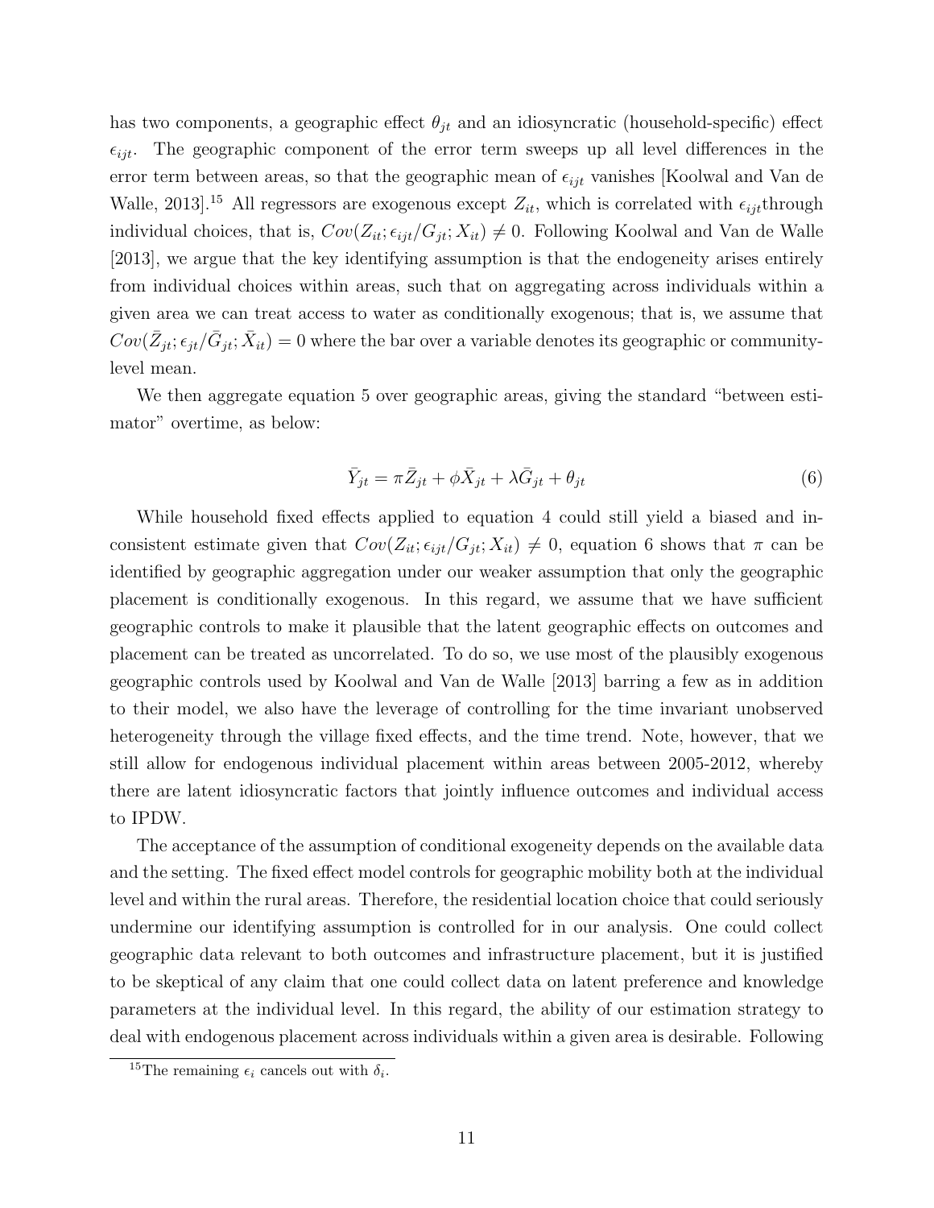has two components, a geographic effect $\theta_{jt}$ and an idiosyncratic (household-specific) effect $\epsilon_{ijt}$. The geographic component of the error term sweeps up all level differences in the error term between areas, so that the geographic mean of $\epsilon_{ijt}$ vanishes [Koolwal and Van de Walle, 2013].[15] All regressors are exogenous except $Z_{it}$, which is correlated with $\epsilon_{ijt}$through individual choices, that is, $Cov(Z_{it}; \epsilon_{ijt}/G_{jt}; X_{it}) \neq 0$. Following Koolwal and Van de Walle [2013], we argue that the key identifying assumption is that the endogeneity arises entirely from individual choices within areas, such that on aggregating across individuals within a given area we can treat access to water as conditionally exogenous; that is, we assume that $Cov(\bar{Z}_{jt}; \epsilon_{jt}/\bar{G}_{jt}; \bar{X}_{it}) = 0$ where the bar over a variable denotes its geographic or community-level mean.

We then aggregate equation 5 over geographic areas, giving the standard "between estimator" overtime, as below:

$$\bar{Y}_{jt} = \pi \bar{Z}_{jt} + \phi \bar{X}_{jt} + \lambda \bar{G}_{jt} + \theta_{jt} \tag{6}$$

While household fixed effects applied to equation 4 could still yield a biased and inconsistent estimate given that $Cov(Z_{it}; \epsilon_{ijt}/G_{jt}; X_{it}) \neq 0$, equation 6 shows that $\pi$ can be identified by geographic aggregation under our weaker assumption that only the geographic placement is conditionally exogenous. In this regard, we assume that we have sufficient geographic controls to make it plausible that the latent geographic effects on outcomes and placement can be treated as uncorrelated. To do so, we use most of the plausibly exogenous geographic controls used by Koolwal and Van de Walle [2013] barring a few as in addition to their model, we also have the leverage of controlling for the time invariant unobserved heterogeneity through the village fixed effects, and the time trend. Note, however, that we still allow for endogenous individual placement within areas between 2005-2012, whereby there are latent idiosyncratic factors that jointly influence outcomes and individual access to IPDW.

The acceptance of the assumption of conditional exogeneity depends on the available data and the setting. The fixed effect model controls for geographic mobility both at the individual level and within the rural areas. Therefore, the residential location choice that could seriously undermine our identifying assumption is controlled for in our analysis. One could collect geographic data relevant to both outcomes and infrastructure placement, but it is justified to be skeptical of any claim that one could collect data on latent preference and knowledge parameters at the individual level. In this regard, the ability of our estimation strategy to deal with endogenous placement across individuals within a given area is desirable. Following

[15] The remaining $\epsilon_i$ cancels out with $\delta_i$.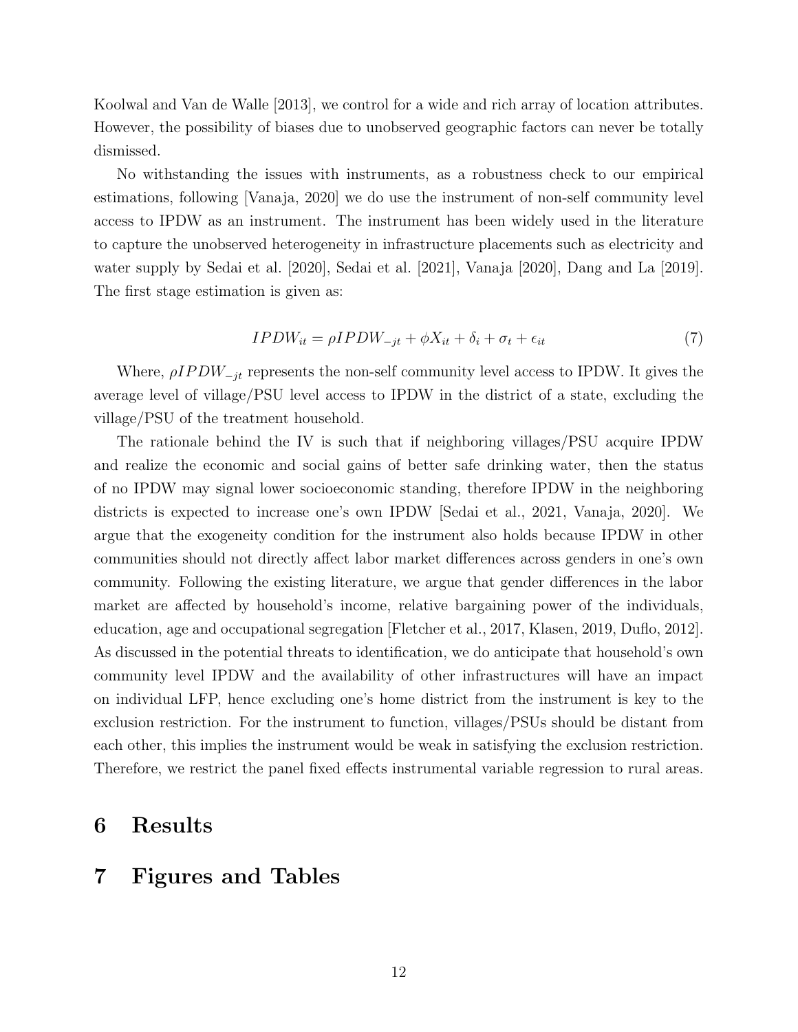Koolwal and Van de Walle [2013], we control for a wide and rich array of location attributes. However, the possibility of biases due to unobserved geographic factors can never be totally dismissed.

No withstanding the issues with instruments, as a robustness check to our empirical estimations, following [Vanaja, 2020] we do use the instrument of non-self community level access to IPDW as an instrument. The instrument has been widely used in the literature to capture the unobserved heterogeneity in infrastructure placements such as electricity and water supply by Sedai et al. [2020], Sedai et al. [2021], Vanaja [2020], Dang and La [2019]. The first stage estimation is given as:

$$IPDW_{it} = \rho IPDW_{-jt} + \phi X_{it} + \delta_i + \sigma_t + \epsilon_{it} \tag{7}$$

Where, $\rho IPDW_{-jt}$ represents the non-self community level access to IPDW. It gives the average level of village/PSU level access to IPDW in the district of a state, excluding the village/PSU of the treatment household.

The rationale behind the IV is such that if neighboring villages/PSU acquire IPDW and realize the economic and social gains of better safe drinking water, then the status of no IPDW may signal lower socioeconomic standing, therefore IPDW in the neighboring districts is expected to increase one's own IPDW [Sedai et al., 2021, Vanaja, 2020]. We argue that the exogeneity condition for the instrument also holds because IPDW in other communities should not directly affect labor market differences across genders in one's own community. Following the existing literature, we argue that gender differences in the labor market are affected by household's income, relative bargaining power of the individuals, education, age and occupational segregation [Fletcher et al., 2017, Klasen, 2019, Duflo, 2012]. As discussed in the potential threats to identification, we do anticipate that household's own community level IPDW and the availability of other infrastructures will have an impact on individual LFP, hence excluding one's home district from the instrument is key to the exclusion restriction. For the instrument to function, villages/PSUs should be distant from each other, this implies the instrument would be weak in satisfying the exclusion restriction. Therefore, we restrict the panel fixed effects instrumental variable regression to rural areas.

# 6 Results

# 7 Figures and Tables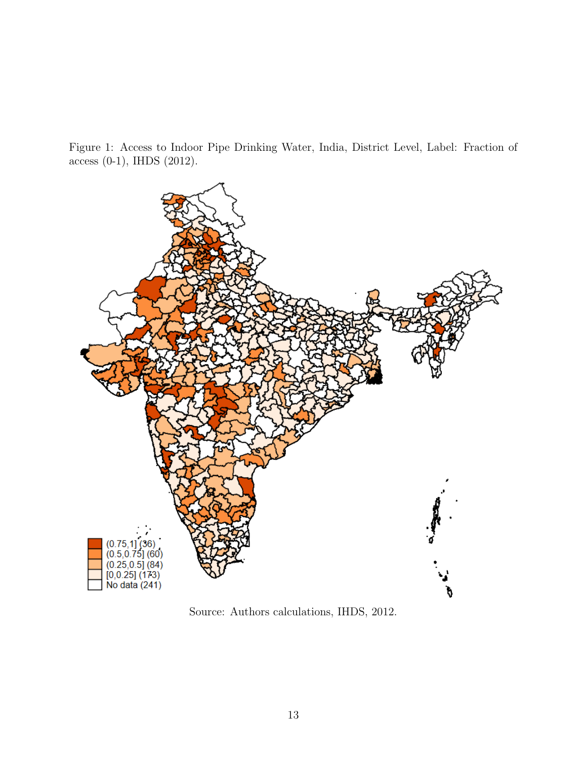Figure 1: Access to Indoor Pipe Drinking Water, India, District Level, Label: Fraction of access (0-1), IHDS (2012).

Source: Authors calculations, IHDS, 2012.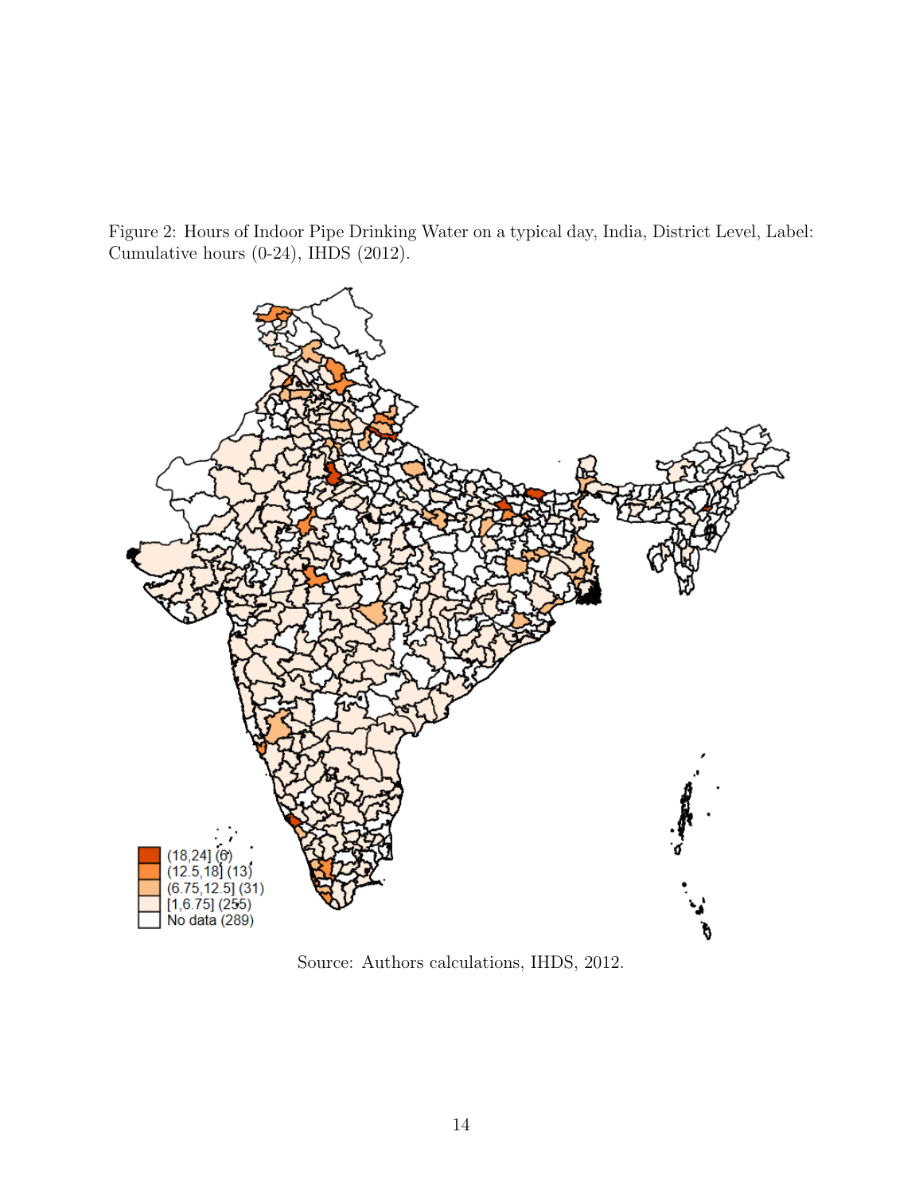Figure 2: Hours of Indoor Pipe Drinking Water on a typical day, India, District Level, Label: Cumulative hours (0-24), IHDS (2012).

Source: Authors calculations, IHDS, 2012.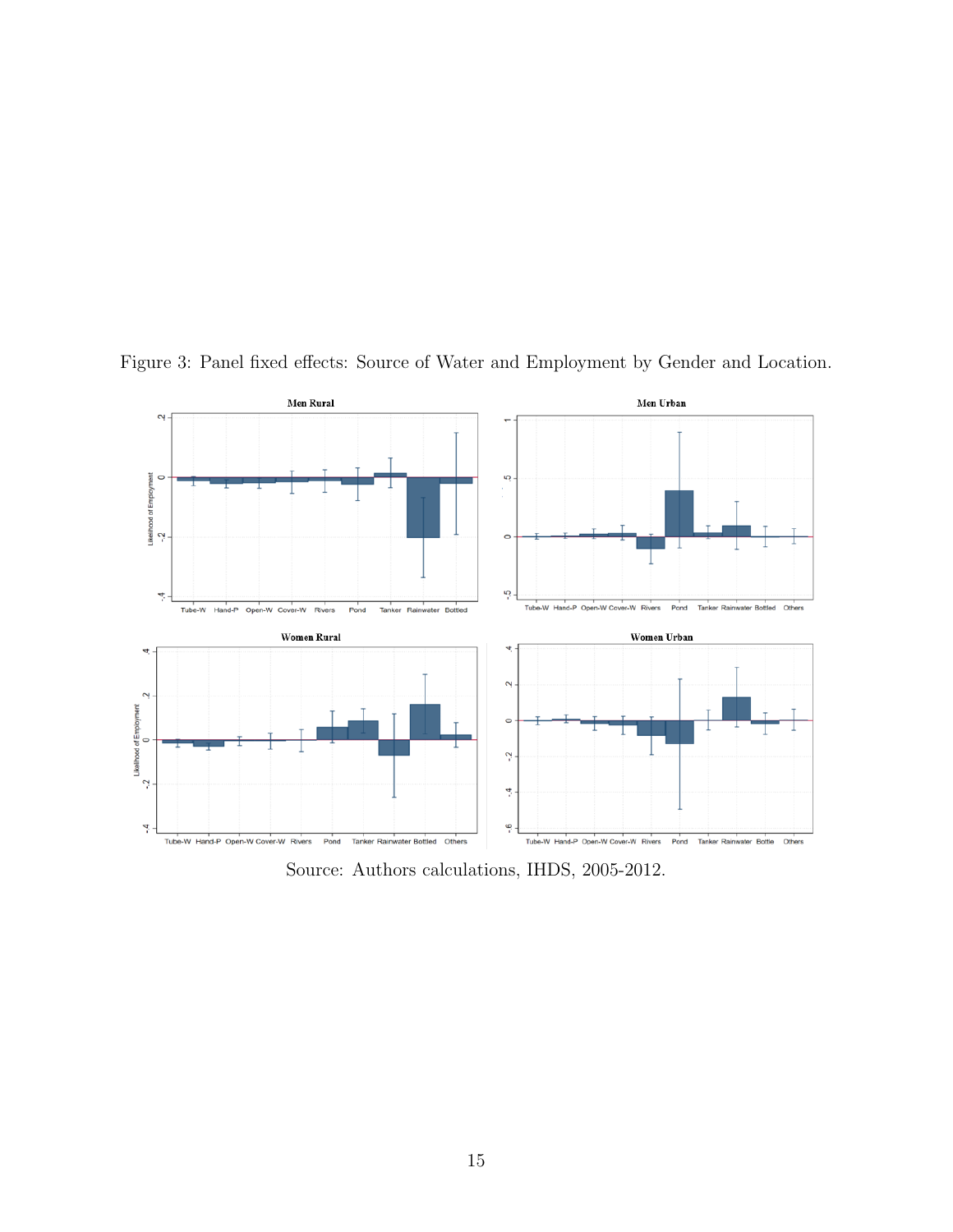Figure 3: Panel fixed effects: Source of Water and Employment by Gender and Location.

Source: Authors calculations, IHDS, 2005-2012.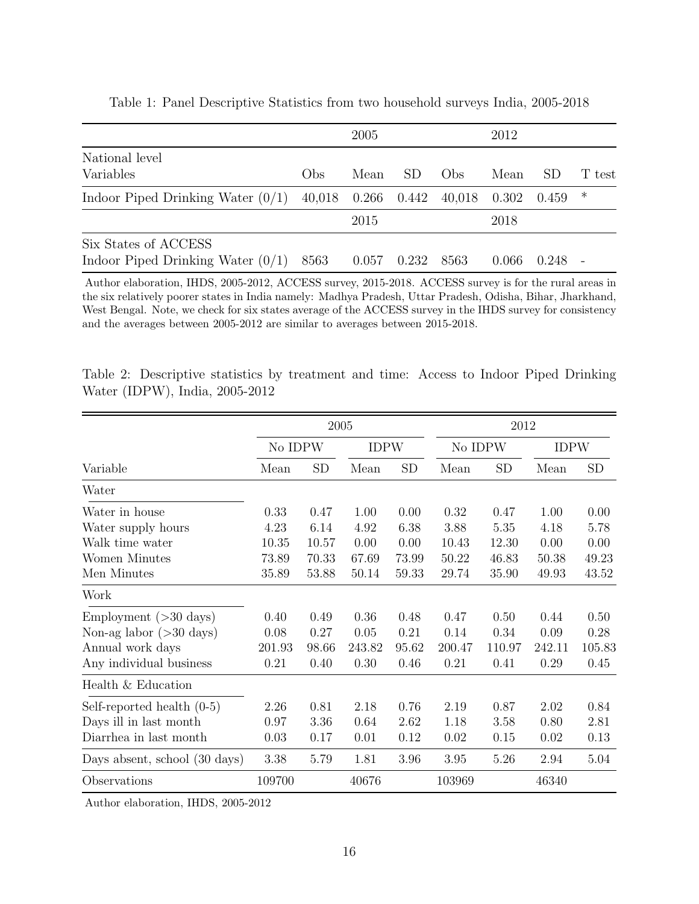Table 1: Panel Descriptive Statistics from two household surveys India, 2005-2018

| | | 2005 | | | 2012 | | |
|---|---|---|---|---|---|---|---|
| National level<br>Variables | Obs | Mean | SD | Obs | Mean | SD | T test |
| Indoor Piped Drinking Water (0/1) | 40,018 | 0.266 | 0.442 | 40,018 | 0.302 | 0.459 | * |
| | | 2015 | | | 2018 | | |
| Six States of ACCESS<br>Indoor Piped Drinking Water (0/1) | 8563 | 0.057 | 0.232 | 8563 | 0.066 | 0.248 | - |

Author elaboration, IHDS, 2005-2012, ACCESS survey, 2015-2018. ACCESS survey is for the rural areas in the six relatively poorer states in India namely: Madhya Pradesh, Uttar Pradesh, Odisha, Bihar, Jharkhand, West Bengal. Note, we check for six states average of the ACCESS survey in the IHDS survey for consistency and the averages between 2005-2012 are similar to averages between 2015-2018.

Table 2: Descriptive statistics by treatment and time: Access to Indoor Piped Drinking Water (IDPW), India, 2005-2012

| | 2005 | | | | 2012 | | | |
|---|---|---|---|---|---|---|---|---|
| | No IDPW | | IDPW | | No IDPW | | IDPW | |
| Variable | Mean | SD | Mean | SD | Mean | SD | Mean | SD |
| **Water** | | | | | | | | |
| Water in house | 0.33 | 0.47 | 1.00 | 0.00 | 0.32 | 0.47 | 1.00 | 0.00 |
| Water supply hours | 4.23 | 6.14 | 4.92 | 6.38 | 3.88 | 5.35 | 4.18 | 5.78 |
| Walk time water | 10.35 | 10.57 | 0.00 | 0.00 | 10.43 | 12.30 | 0.00 | 0.00 |
| Women Minutes | 73.89 | 70.33 | 67.69 | 73.99 | 50.22 | 46.83 | 50.38 | 49.23 |
| Men Minutes | 35.89 | 53.88 | 50.14 | 59.33 | 29.74 | 35.90 | 49.93 | 43.52 |
| **Work** | | | | | | | | |
| Employment (>30 days) | 0.40 | 0.49 | 0.36 | 0.48 | 0.47 | 0.50 | 0.44 | 0.50 |
| Non-ag labor (>30 days) | 0.08 | 0.27 | 0.05 | 0.21 | 0.14 | 0.34 | 0.09 | 0.28 |
| Annual work days | 201.93 | 98.66 | 243.82 | 95.62 | 200.47 | 110.97 | 242.11 | 105.83 |
| Any individual business | 0.21 | 0.40 | 0.30 | 0.46 | 0.21 | 0.41 | 0.29 | 0.45 |
| **Health & Education** | | | | | | | | |
| Self-reported health (0-5) | 2.26 | 0.81 | 2.18 | 0.76 | 2.19 | 0.87 | 2.02 | 0.84 |
| Days ill in last month | 0.97 | 3.36 | 0.64 | 2.62 | 1.18 | 3.58 | 0.80 | 2.81 |
| Diarrhea in last month | 0.03 | 0.17 | 0.01 | 0.12 | 0.02 | 0.15 | 0.02 | 0.13 |
| Days absent, school (30 days) | 3.38 | 5.79 | 1.81 | 3.96 | 3.95 | 5.26 | 2.94 | 5.04 |
| Observations | 109700 | | 40676 | | 103969 | | 46340 | |

Author elaboration, IHDS, 2005-2012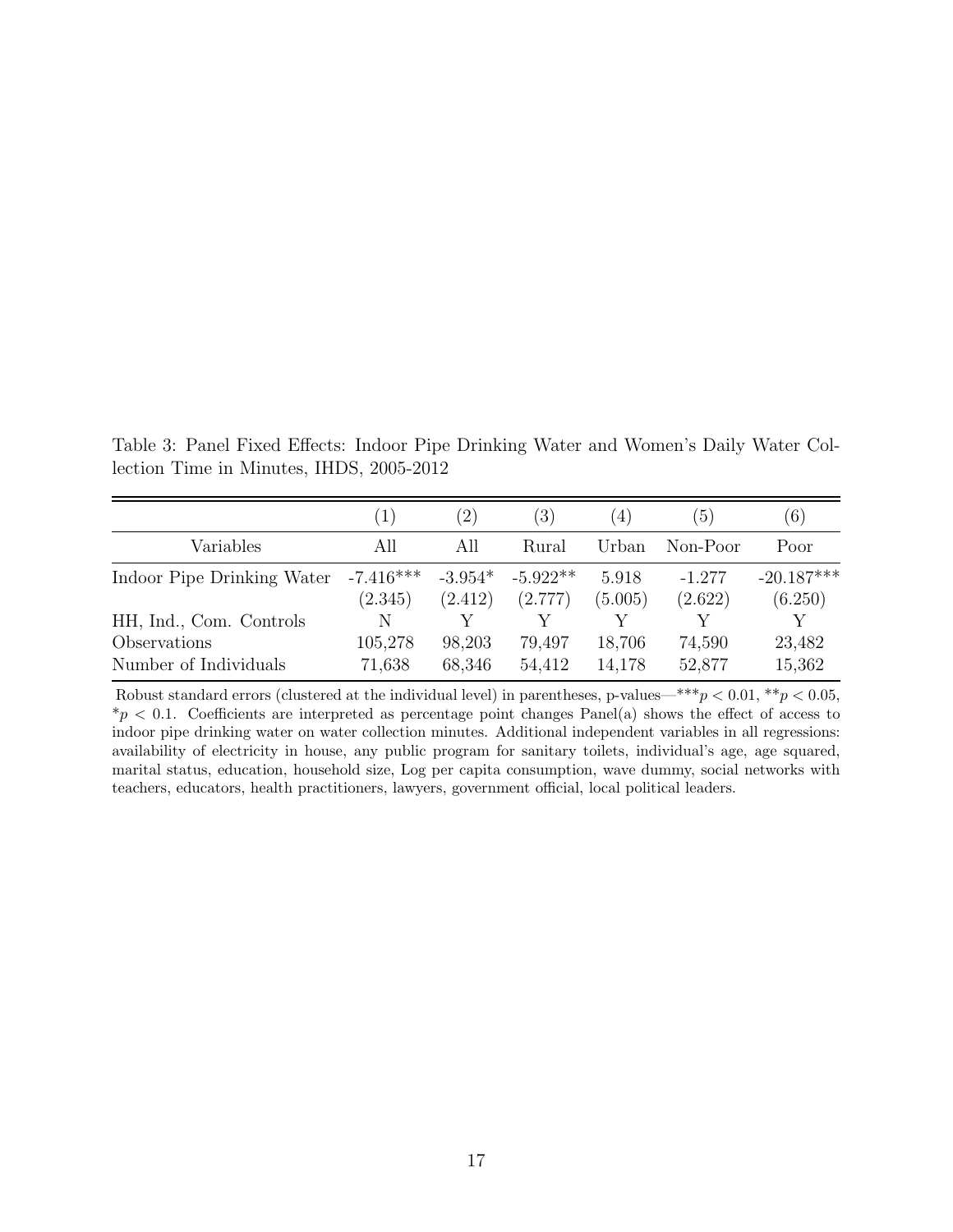Table 3: Panel Fixed Effects: Indoor Pipe Drinking Water and Women's Daily Water Collection Time in Minutes, IHDS, 2005-2012

| | (1) | (2) | (3) | (4) | (5) | (6) |
|---|---|---|---|---|---|---|
| Variables | All | All | Rural | Urban | Non-Poor | Poor |
| Indoor Pipe Drinking Water | -7.416*** | -3.954* | -5.922** | 5.918 | -1.277 | -20.187*** |
| | (2.345) | (2.412) | (2.777) | (5.005) | (2.622) | (6.250) |
| HH, Ind., Com. Controls | N | Y | Y | Y | Y | Y |
| Observations | 105,278 | 98,203 | 79,497 | 18,706 | 74,590 | 23,482 |
| Number of Individuals | 71,638 | 68,346 | 54,412 | 14,178 | 52,877 | 15,362 |

Robust standard errors (clustered at the individual level) in parentheses, p-values—$^{***}p < 0.01$, $^{**}p < 0.05$, $^{*}p < 0.1$. Coefficients are interpreted as percentage point changes Panel(a) shows the effect of access to indoor pipe drinking water on water collection minutes. Additional independent variables in all regressions: availability of electricity in house, any public program for sanitary toilets, individual's age, age squared, marital status, education, household size, Log per capita consumption, wave dummy, social networks with teachers, educators, health practitioners, lawyers, government official, local political leaders.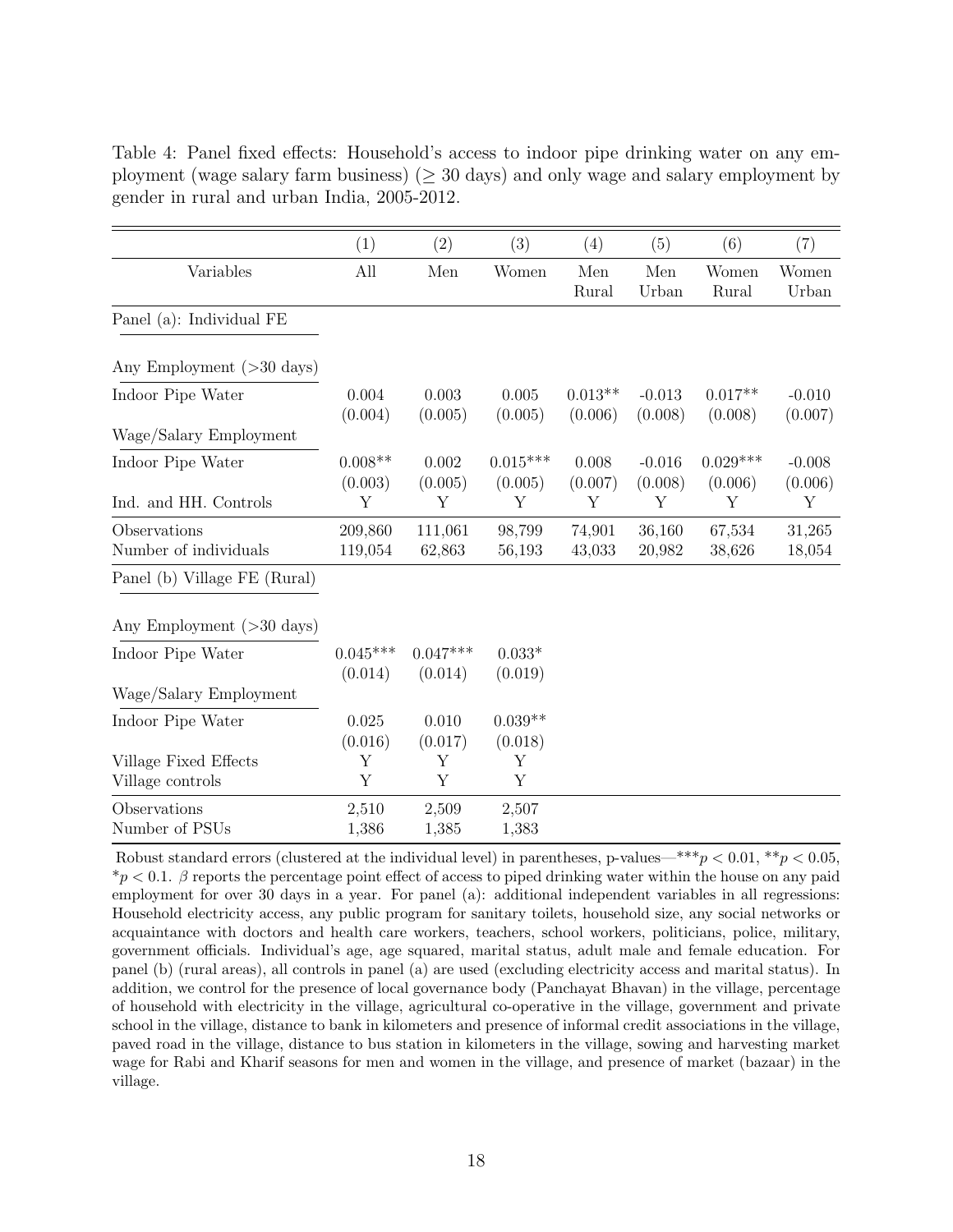Table 4: Panel fixed effects: Household's access to indoor pipe drinking water on any employment (wage salary farm business) ($\geq 30$ days) and only wage and salary employment by gender in rural and urban India, 2005-2012.

| | (1) | (2) | (3) | (4) | (5) | (6) | (7) |
|---|---|---|---|---|---|---|---|
| Variables | All | Men | Women | Men Rural | Men Urban | Women Rural | Women Urban |
| Panel (a): Individual FE | | | | | | | |
| Any Employment (>30 days) | | | | | | | |
| Indoor Pipe Water | 0.004 | 0.003 | 0.005 | 0.013** | -0.013 | 0.017** | -0.010 |
| | (0.004) | (0.005) | (0.005) | (0.006) | (0.008) | (0.008) | (0.007) |
| Wage/Salary Employment | | | | | | | |
| Indoor Pipe Water | 0.008** | 0.002 | 0.015*** | 0.008 | -0.016 | 0.029*** | -0.008 |
| | (0.003) | (0.005) | (0.005) | (0.007) | (0.008) | (0.006) | (0.006) |
| Ind. and HH. Controls | Y | Y | Y | Y | Y | Y | Y |
| Observations | 209,860 | 111,061 | 98,799 | 74,901 | 36,160 | 67,534 | 31,265 |
| Number of individuals | 119,054 | 62,863 | 56,193 | 43,033 | 20,982 | 38,626 | 18,054 |
| Panel (b) Village FE (Rural) | | | | | | | |
| Any Employment (>30 days) | | | | | | | |
| Indoor Pipe Water | 0.045*** | 0.047*** | 0.033* | | | | |
| | (0.014) | (0.014) | (0.019) | | | | |
| Wage/Salary Employment | | | | | | | |
| Indoor Pipe Water | 0.025 | 0.010 | 0.039** | | | | |
| | (0.016) | (0.017) | (0.018) | | | | |
| Village Fixed Effects | Y | Y | Y | | | | |
| Village controls | Y | Y | Y | | | | |
| Observations | 2,510 | 2,509 | 2,507 | | | | |
| Number of PSUs | 1,386 | 1,385 | 1,383 | | | | |

Robust standard errors (clustered at the individual level) in parentheses, p-values—***$p < 0.01$, **$p < 0.05$, *$p < 0.1$. $\beta$ reports the percentage point effect of access to piped drinking water within the house on any paid employment for over 30 days in a year. For panel (a): additional independent variables in all regressions: Household electricity access, any public program for sanitary toilets, household size, any social networks or acquaintance with doctors and health care workers, teachers, school workers, politicians, police, military, government officials. Individual's age, age squared, marital status, adult male and female education. For panel (b) (rural areas), all controls in panel (a) are used (excluding electricity access and marital status). In addition, we control for the presence of local governance body (Panchayat Bhavan) in the village, percentage of household with electricity in the village, agricultural co-operative in the village, government and private school in the village, distance to bank in kilometers and presence of informal credit associations in the village, paved road in the village, distance to bus station in kilometers in the village, sowing and harvesting market wage for Rabi and Kharif seasons for men and women in the village, and presence of market (bazaar) in the village.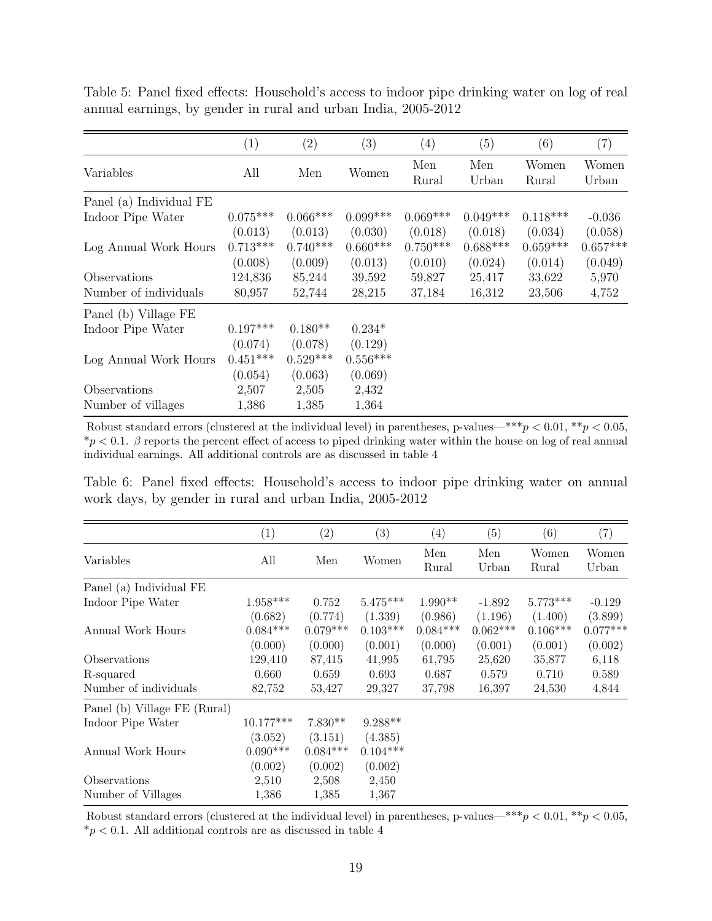Table 5: Panel fixed effects: Household's access to indoor pipe drinking water on log of real annual earnings, by gender in rural and urban India, 2005-2012

| | (1) | (2) | (3) | (4) | (5) | (6) | (7) |
|---|---|---|---|---|---|---|---|
| Variables | All | Men | Women | Men Rural | Men Urban | Women Rural | Women Urban |
| Panel (a) Individual FE | | | | | | | |
| Indoor Pipe Water | 0.075*** | 0.066*** | 0.099*** | 0.069*** | 0.049*** | 0.118*** | -0.036 |
| | (0.013) | (0.013) | (0.030) | (0.018) | (0.018) | (0.034) | (0.058) |
| Log Annual Work Hours | 0.713*** | 0.740*** | 0.660*** | 0.750*** | 0.688*** | 0.659*** | 0.657*** |
| | (0.008) | (0.009) | (0.013) | (0.010) | (0.024) | (0.014) | (0.049) |
| Observations | 124,836 | 85,244 | 39,592 | 59,827 | 25,417 | 33,622 | 5,970 |
| Number of individuals | 80,957 | 52,744 | 28,215 | 37,184 | 16,312 | 23,506 | 4,752 |
| Panel (b) Village FE | | | | | | | |
| Indoor Pipe Water | 0.197*** | 0.180** | 0.234* | | | | |
| | (0.074) | (0.078) | (0.129) | | | | |
| Log Annual Work Hours | 0.451*** | 0.529*** | 0.556*** | | | | |
| | (0.054) | (0.063) | (0.069) | | | | |
| Observations | 2,507 | 2,505 | 2,432 | | | | |
| Number of villages | 1,386 | 1,385 | 1,364 | | | | |

Robust standard errors (clustered at the individual level) in parentheses, p-values—*** $p < 0.01$, ** $p < 0.05$, * $p < 0.1$. $\beta$ reports the percent effect of access to piped drinking water within the house on log of real annual individual earnings. All additional controls are as discussed in table 4

Table 6: Panel fixed effects: Household's access to indoor pipe drinking water on annual work days, by gender in rural and urban India, 2005-2012

| | (1) | (2) | (3) | (4) | (5) | (6) | (7) |
|---|---|---|---|---|---|---|---|
| Variables | All | Men | Women | Men Rural | Men Urban | Women Rural | Women Urban |
| Panel (a) Individual FE | | | | | | | |
| Indoor Pipe Water | 1.958*** | 0.752 | 5.475*** | 1.990** | -1.892 | 5.773*** | -0.129 |
| | (0.682) | (0.774) | (1.339) | (0.986) | (1.196) | (1.400) | (3.899) |
| Annual Work Hours | 0.084*** | 0.079*** | 0.103*** | 0.084*** | 0.062*** | 0.106*** | 0.077*** |
| | (0.000) | (0.000) | (0.001) | (0.000) | (0.001) | (0.001) | (0.002) |
| Observations | 129,410 | 87,415 | 41,995 | 61,795 | 25,620 | 35,877 | 6,118 |
| R-squared | 0.660 | 0.659 | 0.693 | 0.687 | 0.579 | 0.710 | 0.589 |
| Number of individuals | 82,752 | 53,427 | 29,327 | 37,798 | 16,397 | 24,530 | 4,844 |
| Panel (b) Village FE (Rural) | | | | | | | |
| Indoor Pipe Water | 10.177*** | 7.830** | 9.288** | | | | |
| | (3.052) | (3.151) | (4.385) | | | | |
| Annual Work Hours | 0.090*** | 0.084*** | 0.104*** | | | | |
| | (0.002) | (0.002) | (0.002) | | | | |
| Observations | 2,510 | 2,508 | 2,450 | | | | |
| Number of Villages | 1,386 | 1,385 | 1,367 | | | | |

Robust standard errors (clustered at the individual level) in parentheses, p-values—*** $p < 0.01$, ** $p < 0.05$, * $p < 0.1$. All additional controls are as discussed in table 4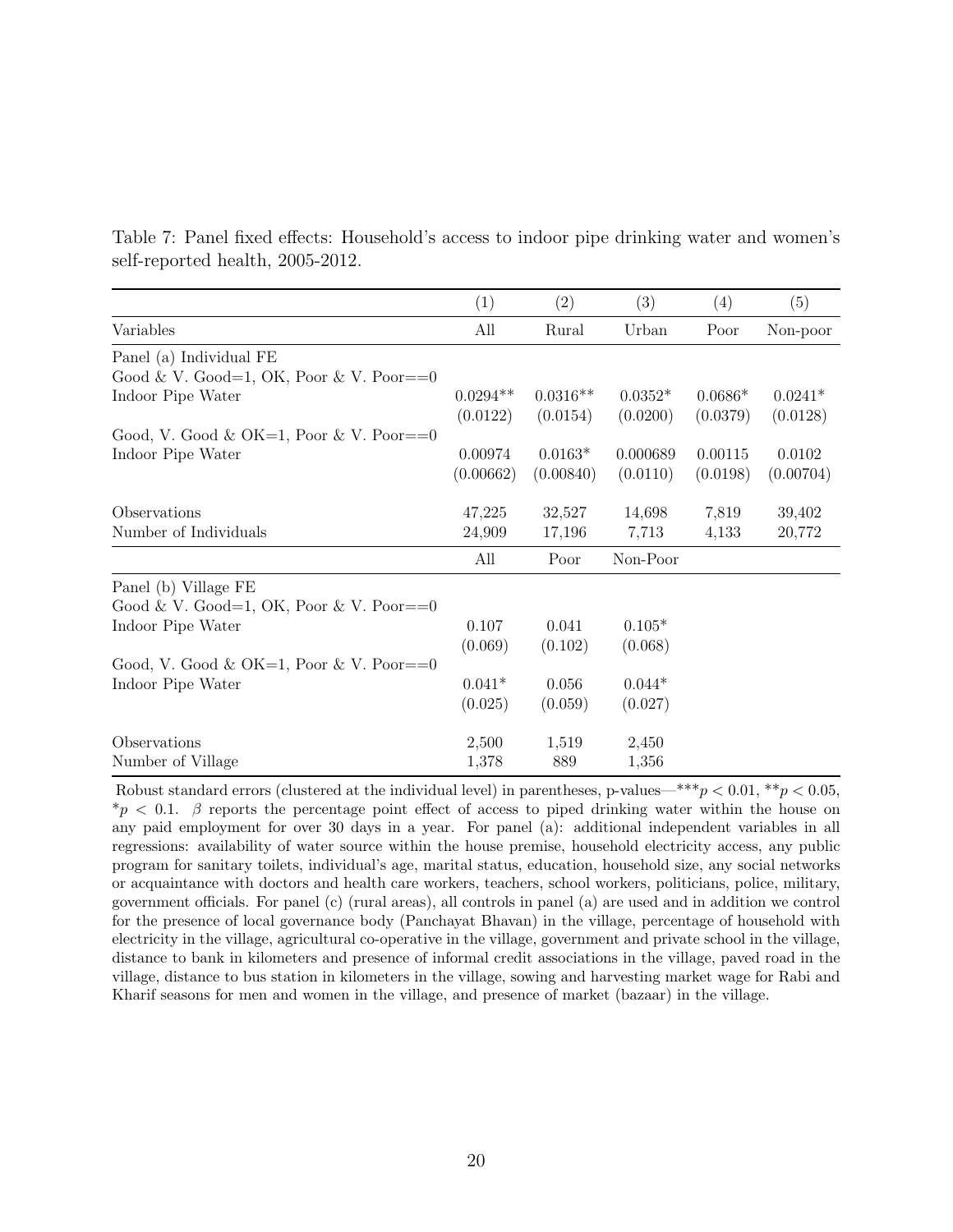Table 7: Panel fixed effects: Household's access to indoor pipe drinking water and women's self-reported health, 2005-2012.

| | (1) | (2) | (3) | (4) | (5) |
|---|---|---|---|---|---|
| Variables | All | Rural | Urban | Poor | Non-poor |
| Panel (a) Individual FE | | | | | |
| Good & V. Good=1, OK, Poor & V. Poor==0 | | | | | |
| Indoor Pipe Water | 0.0294** | 0.0316** | 0.0352* | 0.0686* | 0.0241* |
| | (0.0122) | (0.0154) | (0.0200) | (0.0379) | (0.0128) |
| Good, V. Good & OK=1, Poor & V. Poor==0 | | | | | |
| Indoor Pipe Water | 0.00974 | 0.0163* | 0.000689 | 0.00115 | 0.0102 |
| | (0.00662) | (0.00840) | (0.0110) | (0.0198) | (0.00704) |
| Observations | 47,225 | 32,527 | 14,698 | 7,819 | 39,402 |
| Number of Individuals | 24,909 | 17,196 | 7,713 | 4,133 | 20,772 |
| | All | Poor | Non-Poor | | |
| Panel (b) Village FE | | | | | |
| Good & V. Good=1, OK, Poor & V. Poor==0 | | | | | |
| Indoor Pipe Water | 0.107 | 0.041 | 0.105* | | |
| | (0.069) | (0.102) | (0.068) | | |
| Good, V. Good & OK=1, Poor & V. Poor==0 | | | | | |
| Indoor Pipe Water | 0.041* | 0.056 | 0.044* | | |
| | (0.025) | (0.059) | (0.027) | | |
| Observations | 2,500 | 1,519 | 2,450 | | |
| Number of Village | 1,378 | 889 | 1,356 | | |

Robust standard errors (clustered at the individual level) in parentheses, p-values—*** $p < 0.01$, ** $p < 0.05$, * $p < 0.1$. $\beta$ reports the percentage point effect of access to piped drinking water within the house on any paid employment for over 30 days in a year. For panel (a): additional independent variables in all regressions: availability of water source within the house premise, household electricity access, any public program for sanitary toilets, individual's age, marital status, education, household size, any social networks or acquaintance with doctors and health care workers, teachers, school workers, politicians, police, military, government officials. For panel (c) (rural areas), all controls in panel (a) are used and in addition we control for the presence of local governance body (Panchayat Bhavan) in the village, percentage of household with electricity in the village, agricultural co-operative in the village, government and private school in the village, distance to bank in kilometers and presence of informal credit associations in the village, paved road in the village, distance to bus station in kilometers in the village, sowing and harvesting market wage for Rabi and Kharif seasons for men and women in the village, and presence of market (bazaar) in the village.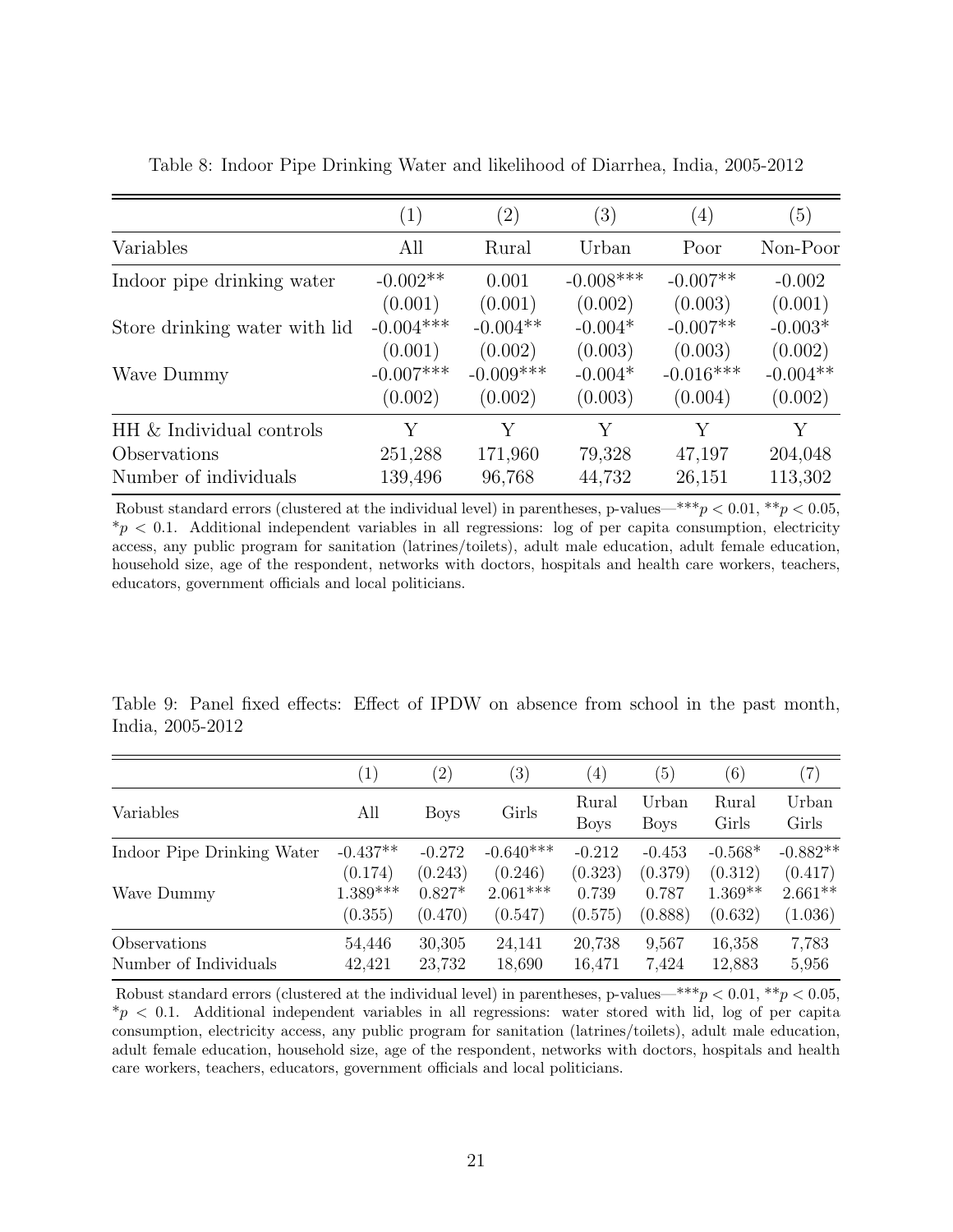Table 8: Indoor Pipe Drinking Water and likelihood of Diarrhea, India, 2005-2012

| | (1) | (2) | (3) | (4) | (5) |
|---|---|---|---|---|---|
| Variables | All | Rural | Urban | Poor | Non-Poor |
| Indoor pipe drinking water | -0.002** | 0.001 | -0.008*** | -0.007** | -0.002 |
| | (0.001) | (0.001) | (0.002) | (0.003) | (0.001) |
| Store drinking water with lid | -0.004*** | -0.004** | -0.004* | -0.007** | -0.003* |
| | (0.001) | (0.002) | (0.003) | (0.003) | (0.002) |
| Wave Dummy | -0.007*** | -0.009*** | -0.004* | -0.016*** | -0.004** |
| | (0.002) | (0.002) | (0.003) | (0.004) | (0.002) |
| HH & Individual controls | Y | Y | Y | Y | Y |
| Observations | 251,288 | 171,960 | 79,328 | 47,197 | 204,048 |
| Number of individuals | 139,496 | 96,768 | 44,732 | 26,151 | 113,302 |

Robust standard errors (clustered at the individual level) in parentheses, p-values—***$p < 0.01$, **$p < 0.05$, *$p < 0.1$. Additional independent variables in all regressions: log of per capita consumption, electricity access, any public program for sanitation (latrines/toilets), adult male education, adult female education, household size, age of the respondent, networks with doctors, hospitals and health care workers, teachers, educators, government officials and local politicians.

Table 9: Panel fixed effects: Effect of IPDW on absence from school in the past month, India, 2005-2012

| | (1) | (2) | (3) | (4) | (5) | (6) | (7) |
|---|---|---|---|---|---|---|---|
| Variables | All | Boys | Girls | Rural Boys | Urban Boys | Rural Girls | Urban Girls |
| Indoor Pipe Drinking Water | -0.437** | -0.272 | -0.640*** | -0.212 | -0.453 | -0.568* | -0.882** |
| | (0.174) | (0.243) | (0.246) | (0.323) | (0.379) | (0.312) | (0.417) |
| Wave Dummy | 1.389*** | 0.827* | 2.061*** | 0.739 | 0.787 | 1.369** | 2.661** |
| | (0.355) | (0.470) | (0.547) | (0.575) | (0.888) | (0.632) | (1.036) |
| Observations | 54,446 | 30,305 | 24,141 | 20,738 | 9,567 | 16,358 | 7,783 |
| Number of Individuals | 42,421 | 23,732 | 18,690 | 16,471 | 7,424 | 12,883 | 5,956 |

Robust standard errors (clustered at the individual level) in parentheses, p-values—***$p < 0.01$, **$p < 0.05$, *$p < 0.1$. Additional independent variables in all regressions: water stored with lid, log of per capita consumption, electricity access, any public program for sanitation (latrines/toilets), adult male education, adult female education, household size, age of the respondent, networks with doctors, hospitals and health care workers, teachers, educators, government officials and local politicians.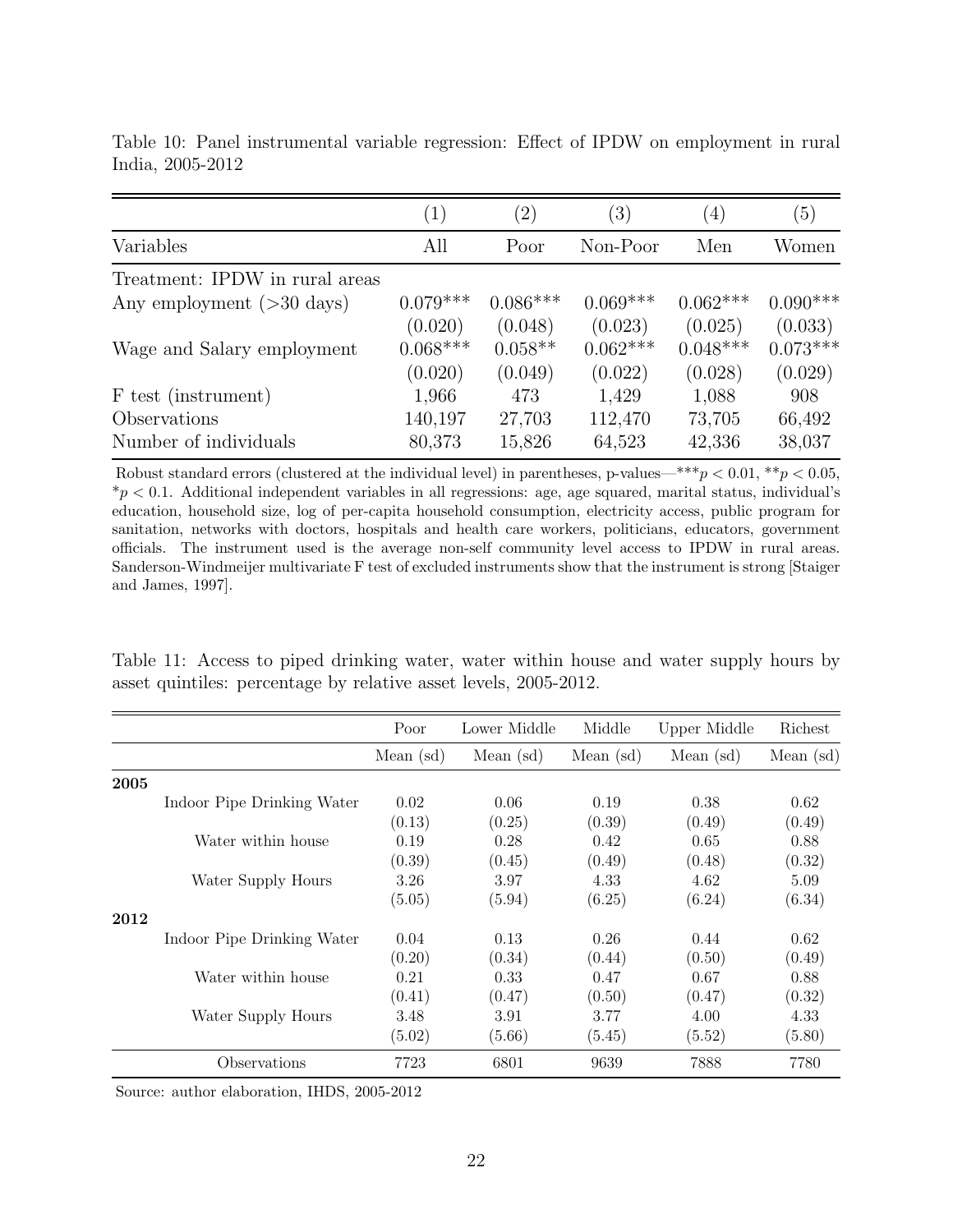Table 10: Panel instrumental variable regression: Effect of IPDW on employment in rural India, 2005-2012

| | (1) | (2) | (3) | (4) | (5) |
|---|---|---|---|---|---|
| Variables | All | Poor | Non-Poor | Men | Women |
| Treatment: IPDW in rural areas | | | | | |
| Any employment (>30 days) | 0.079*** | 0.086*** | 0.069*** | 0.062*** | 0.090*** |
| | (0.020) | (0.048) | (0.023) | (0.025) | (0.033) |
| Wage and Salary employment | 0.068*** | 0.058** | 0.062*** | 0.048*** | 0.073*** |
| | (0.020) | (0.049) | (0.022) | (0.028) | (0.029) |
| F test (instrument) | 1,966 | 473 | 1,429 | 1,088 | 908 |
| Observations | 140,197 | 27,703 | 112,470 | 73,705 | 66,492 |
| Number of individuals | 80,373 | 15,826 | 64,523 | 42,336 | 38,037 |

Robust standard errors (clustered at the individual level) in parentheses, p-values—***$p < 0.01$, **$p < 0.05$, *$p < 0.1$. Additional independent variables in all regressions: age, age squared, marital status, individual's education, household size, log of per-capita household consumption, electricity access, public program for sanitation, networks with doctors, hospitals and health care workers, politicians, educators, government officials. The instrument used is the average non-self community level access to IPDW in rural areas. Sanderson-Windmeijer multivariate F test of excluded instruments show that the instrument is strong [Staiger and James, 1997].

Table 11: Access to piped drinking water, water within house and water supply hours by asset quintiles: percentage by relative asset levels, 2005-2012.

| | | Poor | Lower Middle | Middle | Upper Middle | Richest |
|---|---|---|---|---|---|---|
| | | Mean (sd) | Mean (sd) | Mean (sd) | Mean (sd) | Mean (sd) |
| **2005** | | | | | | |
| | Indoor Pipe Drinking Water | 0.02 | 0.06 | 0.19 | 0.38 | 0.62 |
| | | (0.13) | (0.25) | (0.39) | (0.49) | (0.49) |
| | Water within house | 0.19 | 0.28 | 0.42 | 0.65 | 0.88 |
| | | (0.39) | (0.45) | (0.49) | (0.48) | (0.32) |
| | Water Supply Hours | 3.26 | 3.97 | 4.33 | 4.62 | 5.09 |
| | | (5.05) | (5.94) | (6.25) | (6.24) | (6.34) |
| **2012** | | | | | | |
| | Indoor Pipe Drinking Water | 0.04 | 0.13 | 0.26 | 0.44 | 0.62 |
| | | (0.20) | (0.34) | (0.44) | (0.50) | (0.49) |
| | Water within house | 0.21 | 0.33 | 0.47 | 0.67 | 0.88 |
| | | (0.41) | (0.47) | (0.50) | (0.47) | (0.32) |
| | Water Supply Hours | 3.48 | 3.91 | 3.77 | 4.00 | 4.33 |
| | | (5.02) | (5.66) | (5.45) | (5.52) | (5.80) |
| | Observations | 7723 | 6801 | 9639 | 7888 | 7780 |

Source: author elaboration, IHDS, 2005-2012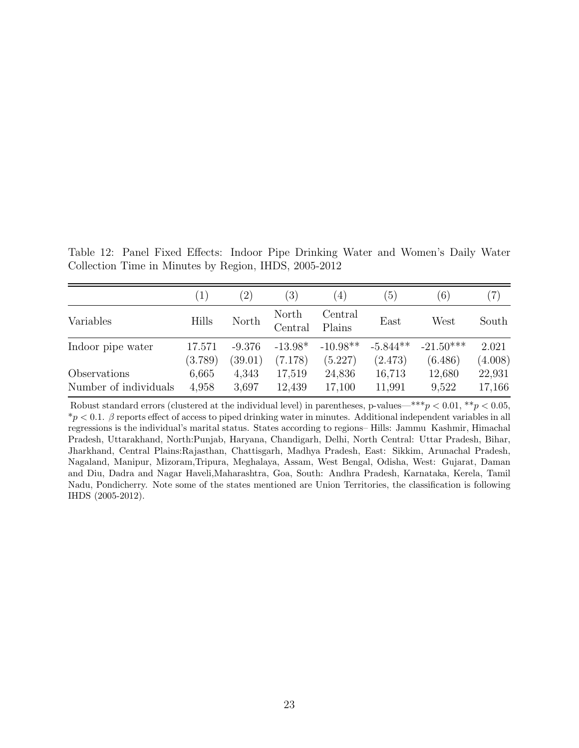Table 12: Panel Fixed Effects: Indoor Pipe Drinking Water and Women's Daily Water Collection Time in Minutes by Region, IHDS, 2005-2012

| | (1) | (2) | (3) | (4) | (5) | (6) | (7) |
|---|---|---|---|---|---|---|---|
| Variables | Hills | North | North Central | Central Plains | East | West | South |
| Indoor pipe water | 17.571 | -9.376 | -13.98* | -10.98** | -5.844** | -21.50*** | 2.021 |
| | (3.789) | (39.01) | (7.178) | (5.227) | (2.473) | (6.486) | (4.008) |
| Observations | 6,665 | 4,343 | 17,519 | 24,836 | 16,713 | 12,680 | 22,931 |
| Number of individuals | 4,958 | 3,697 | 12,439 | 17,100 | 11,991 | 9,522 | 17,166 |

Robust standard errors (clustered at the individual level) in parentheses, p-values—$^{***}p < 0.01$, $^{**}p < 0.05$, $^{*}p < 0.1$. $\beta$ reports effect of access to piped drinking water in minutes. Additional independent variables in all regressions is the individual's marital status. States according to regions– Hills: Jammu Kashmir, Himachal Pradesh, Uttarakhand, North:Punjab, Haryana, Chandigarh, Delhi, North Central: Uttar Pradesh, Bihar, Jharkhand, Central Plains:Rajasthan, Chattisgarh, Madhya Pradesh, East: Sikkim, Arunachal Pradesh, Nagaland, Manipur, Mizoram,Tripura, Meghalaya, Assam, West Bengal, Odisha, West: Gujarat, Daman and Diu, Dadra and Nagar Haveli,Maharashtra, Goa, South: Andhra Pradesh, Karnataka, Kerela, Tamil Nadu, Pondicherry. Note some of the states mentioned are Union Territories, the classification is following IHDS (2005-2012).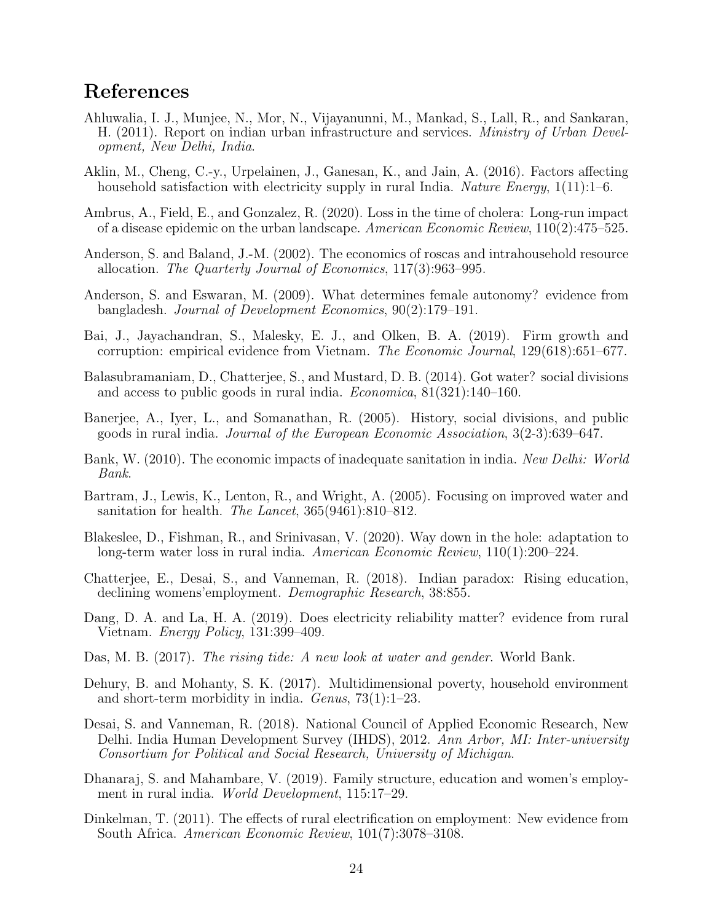# References

Ahluwalia, I. J., Munjee, N., Mor, N., Vijayanunni, M., Mankad, S., Lall, R., and Sankaran, H. (2011). Report on indian urban infrastructure and services. *Ministry of Urban Development, New Delhi, India*.

Aklin, M., Cheng, C.-y., Urpelainen, J., Ganesan, K., and Jain, A. (2016). Factors affecting household satisfaction with electricity supply in rural India. *Nature Energy*, 1(11):1–6.

Ambrus, A., Field, E., and Gonzalez, R. (2020). Loss in the time of cholera: Long-run impact of a disease epidemic on the urban landscape. *American Economic Review*, 110(2):475–525.

Anderson, S. and Baland, J.-M. (2002). The economics of roscas and intrahousehold resource allocation. *The Quarterly Journal of Economics*, 117(3):963–995.

Anderson, S. and Eswaran, M. (2009). What determines female autonomy? evidence from bangladesh. *Journal of Development Economics*, 90(2):179–191.

Bai, J., Jayachandran, S., Malesky, E. J., and Olken, B. A. (2019). Firm growth and corruption: empirical evidence from Vietnam. *The Economic Journal*, 129(618):651–677.

Balasubramaniam, D., Chatterjee, S., and Mustard, D. B. (2014). Got water? social divisions and access to public goods in rural india. *Economica*, 81(321):140–160.

Banerjee, A., Iyer, L., and Somanathan, R. (2005). History, social divisions, and public goods in rural india. *Journal of the European Economic Association*, 3(2-3):639–647.

Bank, W. (2010). The economic impacts of inadequate sanitation in india. *New Delhi: World Bank*.

Bartram, J., Lewis, K., Lenton, R., and Wright, A. (2005). Focusing on improved water and sanitation for health. *The Lancet*, 365(9461):810–812.

Blakeslee, D., Fishman, R., and Srinivasan, V. (2020). Way down in the hole: adaptation to long-term water loss in rural india. *American Economic Review*, 110(1):200–224.

Chatterjee, E., Desai, S., and Vanneman, R. (2018). Indian paradox: Rising education, declining womens'employment. *Demographic Research*, 38:855.

Dang, D. A. and La, H. A. (2019). Does electricity reliability matter? evidence from rural Vietnam. *Energy Policy*, 131:399–409.

Das, M. B. (2017). *The rising tide: A new look at water and gender*. World Bank.

Dehury, B. and Mohanty, S. K. (2017). Multidimensional poverty, household environment and short-term morbidity in india. *Genus*, 73(1):1–23.

Desai, S. and Vanneman, R. (2018). National Council of Applied Economic Research, New Delhi. India Human Development Survey (IHDS), 2012. *Ann Arbor, MI: Inter-university Consortium for Political and Social Research, University of Michigan*.

Dhanaraj, S. and Mahambare, V. (2019). Family structure, education and women's employment in rural india. *World Development*, 115:17–29.

Dinkelman, T. (2011). The effects of rural electrification on employment: New evidence from South Africa. *American Economic Review*, 101(7):3078–3108.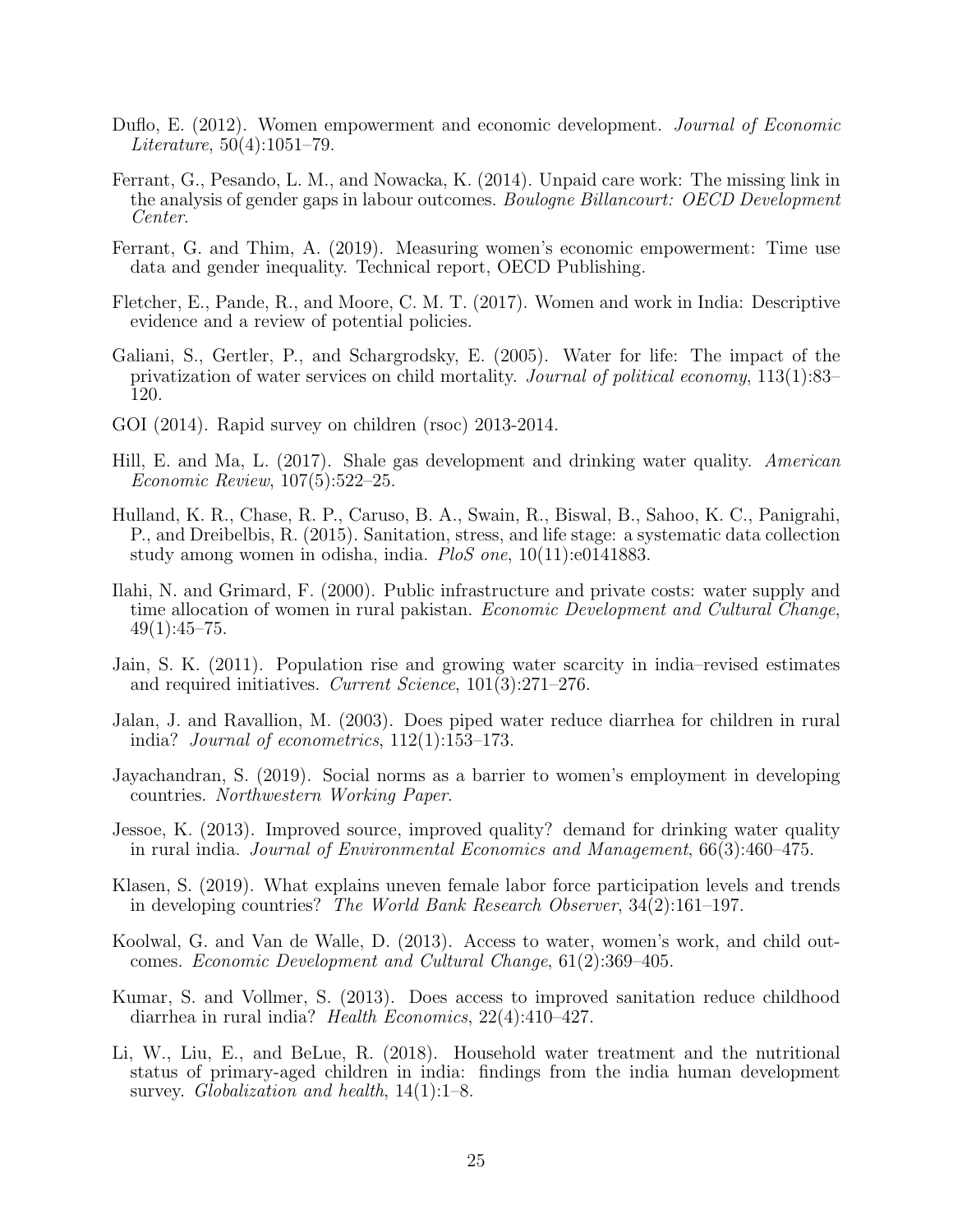Duflo, E. (2012). Women empowerment and economic development. *Journal of Economic Literature*, 50(4):1051–79.

Ferrant, G., Pesando, L. M., and Nowacka, K. (2014). Unpaid care work: The missing link in the analysis of gender gaps in labour outcomes. *Boulogne Billancourt: OECD Development Center*.

Ferrant, G. and Thim, A. (2019). Measuring women's economic empowerment: Time use data and gender inequality. Technical report, OECD Publishing.

Fletcher, E., Pande, R., and Moore, C. M. T. (2017). Women and work in India: Descriptive evidence and a review of potential policies.

Galiani, S., Gertler, P., and Schargrodsky, E. (2005). Water for life: The impact of the privatization of water services on child mortality. *Journal of political economy*, 113(1):83–120.

GOI (2014). Rapid survey on children (rsoc) 2013-2014.

Hill, E. and Ma, L. (2017). Shale gas development and drinking water quality. *American Economic Review*, 107(5):522–25.

Hulland, K. R., Chase, R. P., Caruso, B. A., Swain, R., Biswal, B., Sahoo, K. C., Panigrahi, P., and Dreibelbis, R. (2015). Sanitation, stress, and life stage: a systematic data collection study among women in odisha, india. *PloS one*, 10(11):e0141883.

Ilahi, N. and Grimard, F. (2000). Public infrastructure and private costs: water supply and time allocation of women in rural pakistan. *Economic Development and Cultural Change*, 49(1):45–75.

Jain, S. K. (2011). Population rise and growing water scarcity in india–revised estimates and required initiatives. *Current Science*, 101(3):271–276.

Jalan, J. and Ravallion, M. (2003). Does piped water reduce diarrhea for children in rural india? *Journal of econometrics*, 112(1):153–173.

Jayachandran, S. (2019). Social norms as a barrier to women's employment in developing countries. *Northwestern Working Paper*.

Jessoe, K. (2013). Improved source, improved quality? demand for drinking water quality in rural india. *Journal of Environmental Economics and Management*, 66(3):460–475.

Klasen, S. (2019). What explains uneven female labor force participation levels and trends in developing countries? *The World Bank Research Observer*, 34(2):161–197.

Koolwal, G. and Van de Walle, D. (2013). Access to water, women's work, and child outcomes. *Economic Development and Cultural Change*, 61(2):369–405.

Kumar, S. and Vollmer, S. (2013). Does access to improved sanitation reduce childhood diarrhea in rural india? *Health Economics*, 22(4):410–427.

Li, W., Liu, E., and BeLue, R. (2018). Household water treatment and the nutritional status of primary-aged children in india: findings from the india human development survey. *Globalization and health*, 14(1):1–8.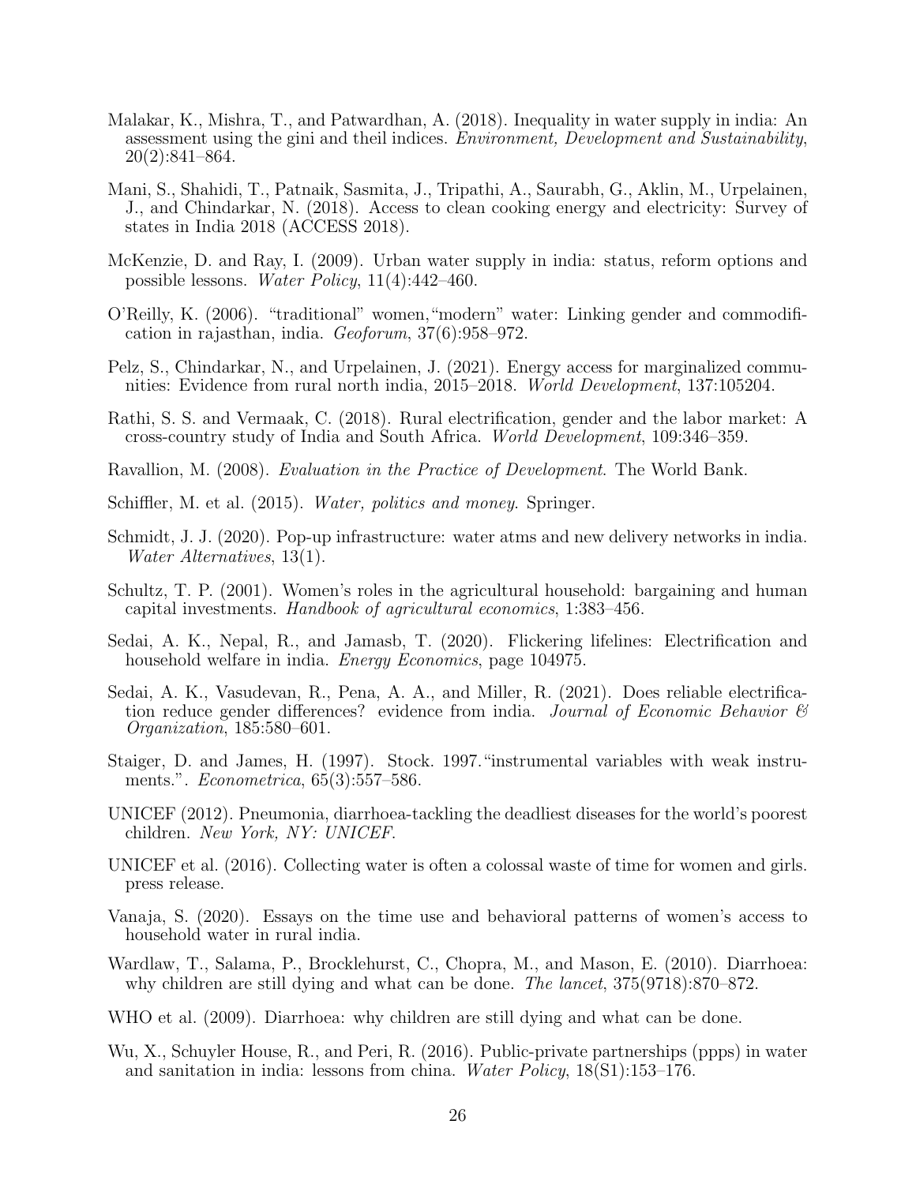Malakar, K., Mishra, T., and Patwardhan, A. (2018). Inequality in water supply in india: An assessment using the gini and theil indices. *Environment, Development and Sustainability*, 20(2):841–864.

Mani, S., Shahidi, T., Patnaik, Sasmita, J., Tripathi, A., Saurabh, G., Aklin, M., Urpelainen, J., and Chindarkar, N. (2018). Access to clean cooking energy and electricity: Survey of states in India 2018 (ACCESS 2018).

McKenzie, D. and Ray, I. (2009). Urban water supply in india: status, reform options and possible lessons. *Water Policy*, 11(4):442–460.

O'Reilly, K. (2006). "traditional" women,"modern" water: Linking gender and commodification in rajasthan, india. *Geoforum*, 37(6):958–972.

Pelz, S., Chindarkar, N., and Urpelainen, J. (2021). Energy access for marginalized communities: Evidence from rural north india, 2015–2018. *World Development*, 137:105204.

Rathi, S. S. and Vermaak, C. (2018). Rural electrification, gender and the labor market: A cross-country study of India and South Africa. *World Development*, 109:346–359.

Ravallion, M. (2008). *Evaluation in the Practice of Development*. The World Bank.

Schiffler, M. et al. (2015). *Water, politics and money*. Springer.

Schmidt, J. J. (2020). Pop-up infrastructure: water atms and new delivery networks in india. *Water Alternatives*, 13(1).

Schultz, T. P. (2001). Women's roles in the agricultural household: bargaining and human capital investments. *Handbook of agricultural economics*, 1:383–456.

Sedai, A. K., Nepal, R., and Jamasb, T. (2020). Flickering lifelines: Electrification and household welfare in india. *Energy Economics*, page 104975.

Sedai, A. K., Vasudevan, R., Pena, A. A., and Miller, R. (2021). Does reliable electrification reduce gender differences? evidence from india. *Journal of Economic Behavior & Organization*, 185:580–601.

Staiger, D. and James, H. (1997). Stock. 1997."instrumental variables with weak instruments.". *Econometrica*, 65(3):557–586.

UNICEF (2012). Pneumonia, diarrhoea-tackling the deadliest diseases for the world's poorest children. *New York, NY: UNICEF*.

UNICEF et al. (2016). Collecting water is often a colossal waste of time for women and girls. press release.

Vanaja, S. (2020). Essays on the time use and behavioral patterns of women's access to household water in rural india.

Wardlaw, T., Salama, P., Brocklehurst, C., Chopra, M., and Mason, E. (2010). Diarrhoea: why children are still dying and what can be done. *The lancet*, 375(9718):870–872.

WHO et al. (2009). Diarrhoea: why children are still dying and what can be done.

Wu, X., Schuyler House, R., and Peri, R. (2016). Public-private partnerships (ppps) in water and sanitation in india: lessons from china. *Water Policy*, 18(S1):153–176.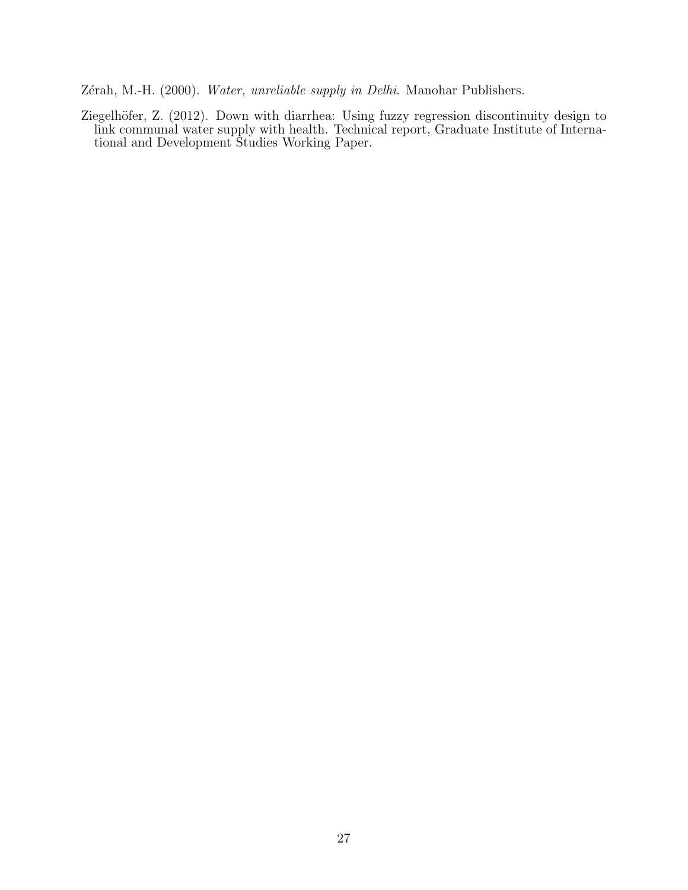Zérah, M.-H. (2000). *Water, unreliable supply in Delhi*. Manohar Publishers.

Ziegelhöfer, Z. (2012). Down with diarrhea: Using fuzzy regression discontinuity design to link communal water supply with health. Technical report, Graduate Institute of International and Development Studies Working Paper.